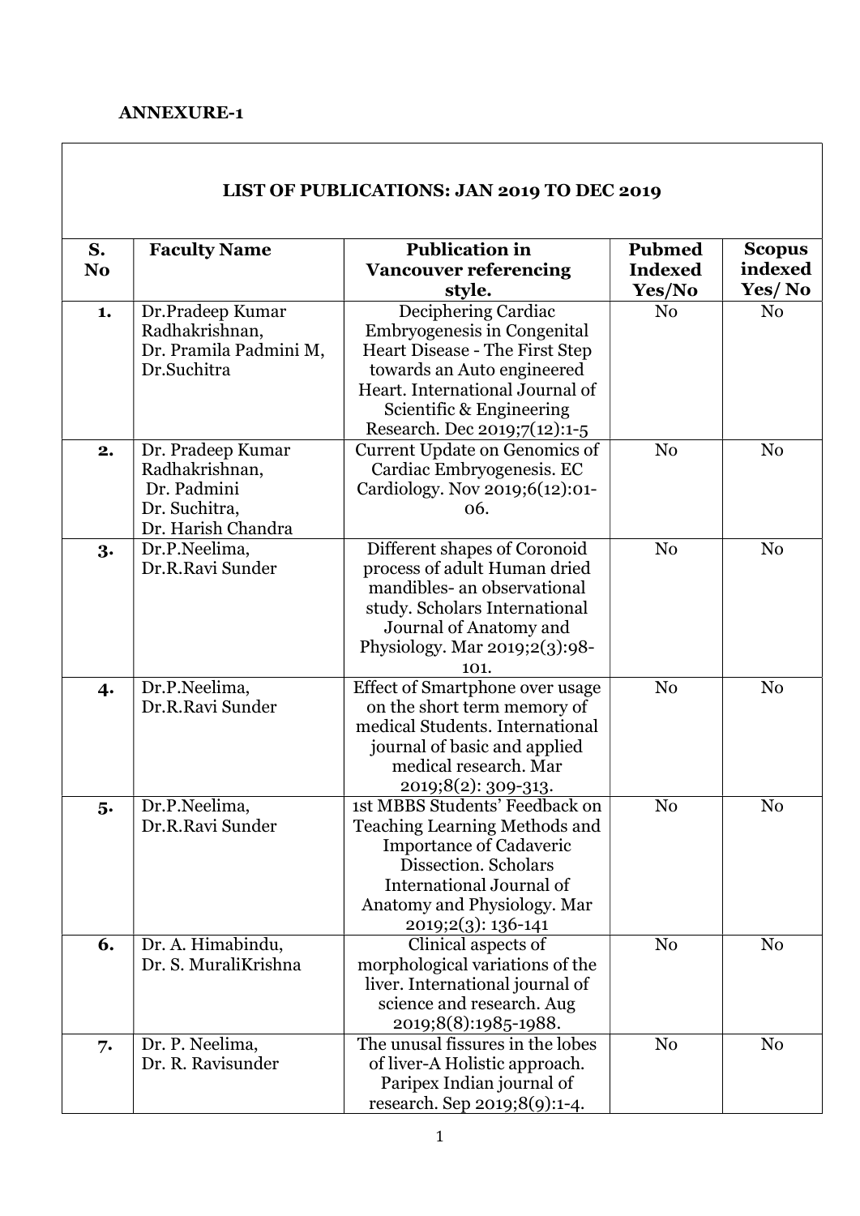**ANNEXURE-1**

| LIST OF PUBLICATIONS: JAN 2019 TO DEC 2019 | | | | |
|---|---|---|---|---|
| **S. No** | **Faculty Name** | **Publication in Vancouver referencing style.** | **Pubmed Indexed Yes/No** | **Scopus indexed Yes/ No** |
| **1.** | Dr.Pradeep Kumar Radhakrishnan, Dr. Pramila Padmini M, Dr.Suchitra | Deciphering Cardiac Embryogenesis in Congenital Heart Disease - The First Step towards an Auto engineered Heart. International Journal of Scientific & Engineering Research. Dec 2019;7(12):1-5 | No | No |
| **2.** | Dr. Pradeep Kumar Radhakrishnan, Dr. Padmini Dr. Suchitra, Dr. Harish Chandra | Current Update on Genomics of Cardiac Embryogenesis. EC Cardiology. Nov 2019;6(12):01-06. | No | No |
| **3.** | Dr.P.Neelima, Dr.R.Ravi Sunder | Different shapes of Coronoid process of adult Human dried mandibles- an observational study. Scholars International Journal of Anatomy and Physiology. Mar 2019;2(3):98-101. | No | No |
| **4.** | Dr.P.Neelima, Dr.R.Ravi Sunder | Effect of Smartphone over usage on the short term memory of medical Students. International journal of basic and applied medical research. Mar 2019;8(2): 309-313. | No | No |
| **5.** | Dr.P.Neelima, Dr.R.Ravi Sunder | 1st MBBS Students' Feedback on Teaching Learning Methods and Importance of Cadaveric Dissection. Scholars International Journal of Anatomy and Physiology. Mar 2019;2(3): 136-141 | No | No |
| **6.** | Dr. A. Himabindu, Dr. S. MuraliKrishna | Clinical aspects of morphological variations of the liver. International journal of science and research. Aug 2019;8(8):1985-1988. | No | No |
| **7.** | Dr. P. Neelima, Dr. R. Ravisunder | The unusal fissures in the lobes of liver-A Holistic approach. Paripex Indian journal of research. Sep 2019;8(9):1-4. | No | No |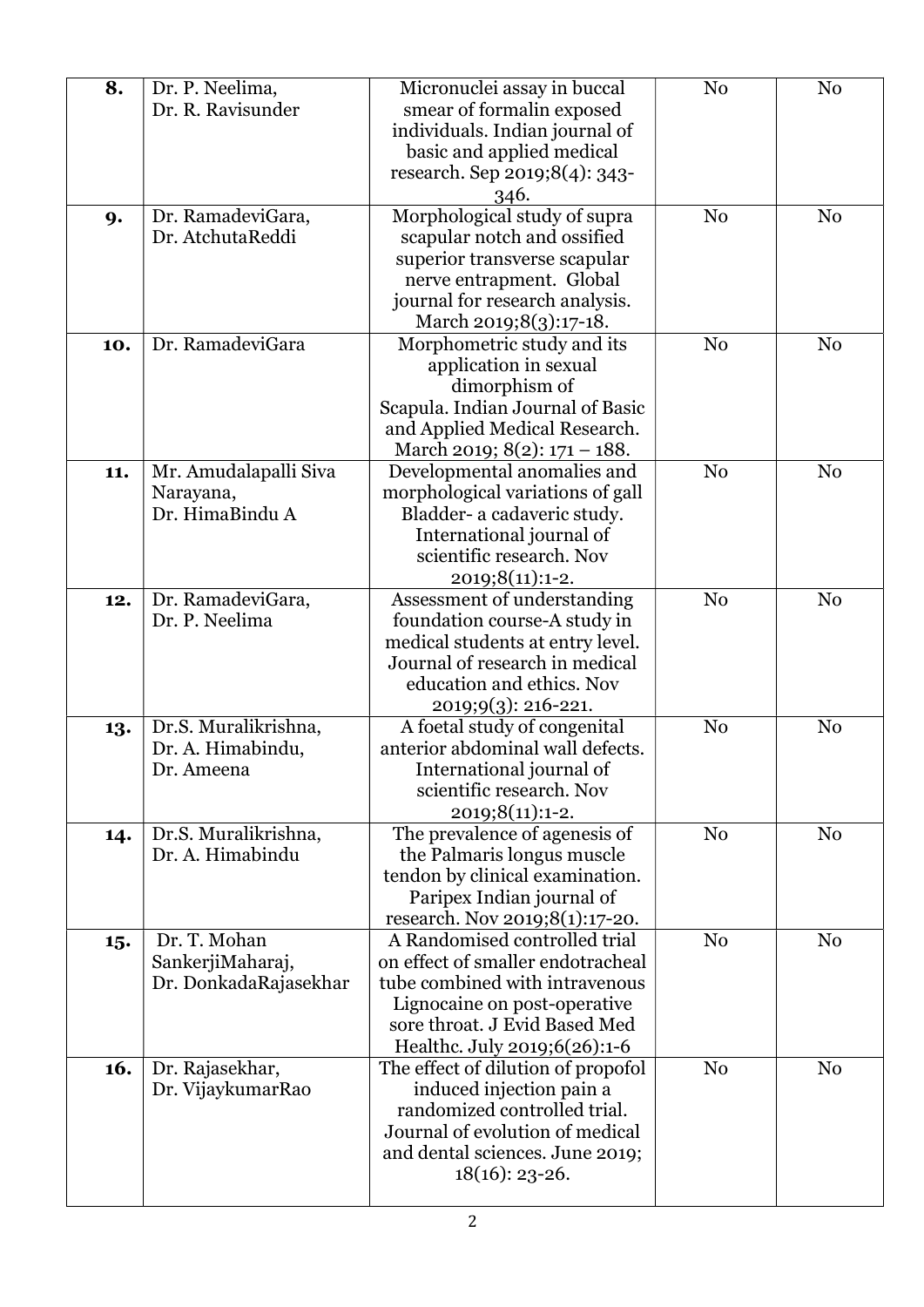| **8.** | Dr. P. Neelima, Dr. R. Ravisunder | Micronuclei assay in buccal smear of formalin exposed individuals. Indian journal of basic and applied medical research. Sep 2019;8(4): 343-346. | No | No |
|---|---|---|---|---|
| **9.** | Dr. RamadeviGara, Dr. AtchutaReddi | Morphological study of supra scapular notch and ossified superior transverse scapular nerve entrapment. Global journal for research analysis. March 2019;8(3):17-18. | No | No |
| **10.** | Dr. RamadeviGara | Morphometric study and its application in sexual dimorphism of Scapula. Indian Journal of Basic and Applied Medical Research. March 2019; 8(2): 171 – 188. | No | No |
| **11.** | Mr. Amudalapalli Siva Narayana, Dr. HimaBindu A | Developmental anomalies and morphological variations of gall Bladder- a cadaveric study. International journal of scientific research. Nov 2019;8(11):1-2. | No | No |
| **12.** | Dr. RamadeviGara, Dr. P. Neelima | Assessment of understanding foundation course-A study in medical students at entry level. Journal of research in medical education and ethics. Nov 2019;9(3): 216-221. | No | No |
| **13.** | Dr.S. Muralikrishna, Dr. A. Himabindu, Dr. Ameena | A foetal study of congenital anterior abdominal wall defects. International journal of scientific research. Nov 2019;8(11):1-2. | No | No |
| **14.** | Dr.S. Muralikrishna, Dr. A. Himabindu | The prevalence of agenesis of the Palmaris longus muscle tendon by clinical examination. Paripex Indian journal of research. Nov 2019;8(1):17-20. | No | No |
| **15.** | Dr. T. Mohan SankerjiMaharaj, Dr. DonkadaRajasekhar | A Randomised controlled trial on effect of smaller endotracheal tube combined with intravenous Lignocaine on post-operative sore throat. J Evid Based Med Healthc. July 2019;6(26):1-6 | No | No |
| **16.** | Dr. Rajasekhar, Dr. VijaykumarRao | The effect of dilution of propofol induced injection pain a randomized controlled trial. Journal of evolution of medical and dental sciences. June 2019; 18(16): 23-26. | No | No |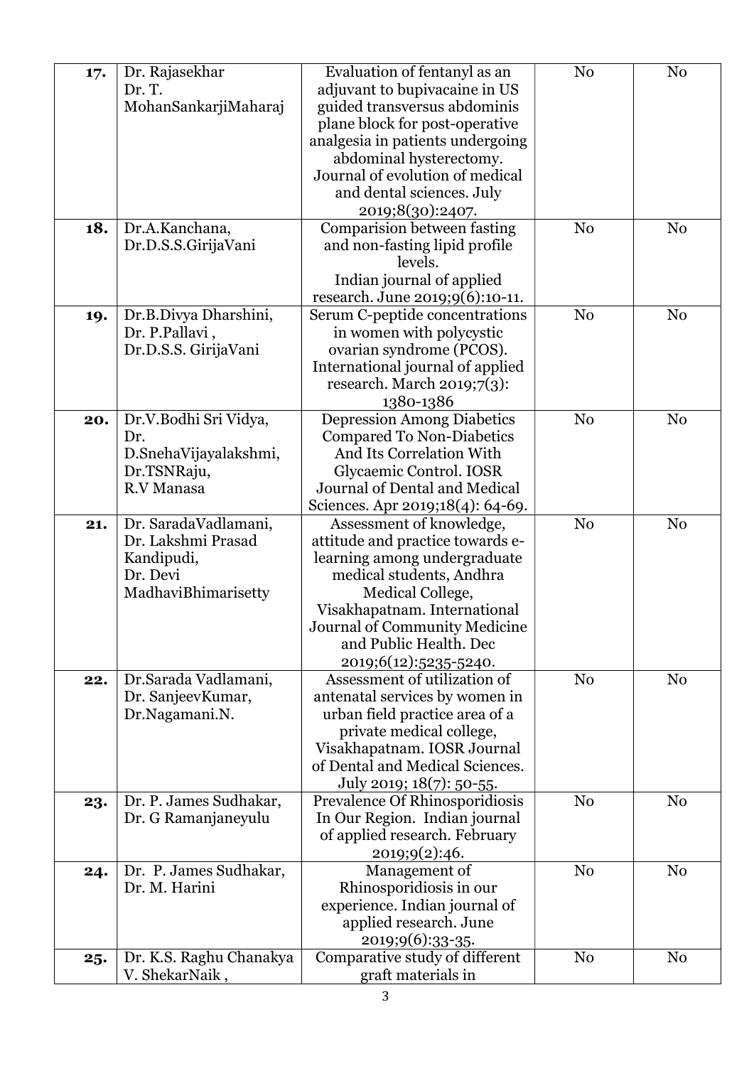| | | | | |
|---|---|---|---|---|
| **17.** | Dr. Rajasekhar<br>Dr. T. MohanSankarjiMaharaj | Evaluation of fentanyl as an adjuvant to bupivacaine in US guided transversus abdominis plane block for post-operative analgesia in patients undergoing abdominal hysterectomy. Journal of evolution of medical and dental sciences. July 2019;8(30):2407. | No | No |
| **18.** | Dr.A.Kanchana,<br>Dr.D.S.S.GirijaVani | Comparision between fasting and non-fasting lipid profile levels. Indian journal of applied research. June 2019;9(6):10-11. | No | No |
| **19.** | Dr.B.Divya Dharshini,<br>Dr. P.Pallavi ,<br>Dr.D.S.S. GirijaVani | Serum C-peptide concentrations in women with polycystic ovarian syndrome (PCOS). International journal of applied research. March 2019;7(3): 1380-1386 | No | No |
| **20.** | Dr.V.Bodhi Sri Vidya,<br>Dr. D.SnehaVijayalakshmi,<br>Dr.TSNRaju,<br>R.V Manasa | Depression Among Diabetics Compared To Non-Diabetics And Its Correlation With Glycaemic Control. IOSR Journal of Dental and Medical Sciences. Apr 2019;18(4): 64-69. | No | No |
| **21.** | Dr. SaradaVadlamani,<br>Dr. Lakshmi Prasad Kandipudi,<br>Dr. Devi MadhaviBhimarisetty | Assessment of knowledge, attitude and practice towards e-learning among undergraduate medical students, Andhra Medical College, Visakhapatnam. International Journal of Community Medicine and Public Health. Dec 2019;6(12):5235-5240. | No | No |
| **22.** | Dr.Sarada Vadlamani,<br>Dr. SanjeevKumar,<br>Dr.Nagamani.N. | Assessment of utilization of antenatal services by women in urban field practice area of a private medical college, Visakhapatnam. IOSR Journal of Dental and Medical Sciences. July 2019; 18(7): 50-55. | No | No |
| **23.** | Dr. P. James Sudhakar,<br>Dr. G Ramanjaneyulu | Prevalence Of Rhinosporidiosis In Our Region. Indian journal of applied research. February 2019;9(2):46. | No | No |
| **24.** | Dr. P. James Sudhakar,<br>Dr. M. Harini | Management of Rhinosporidiosis in our experience. Indian journal of applied research. June 2019;9(6):33-35. | No | No |
| **25.** | Dr. K.S. Raghu Chanakya<br>V. ShekarNaik , | Comparative study of different graft materials in | No | No |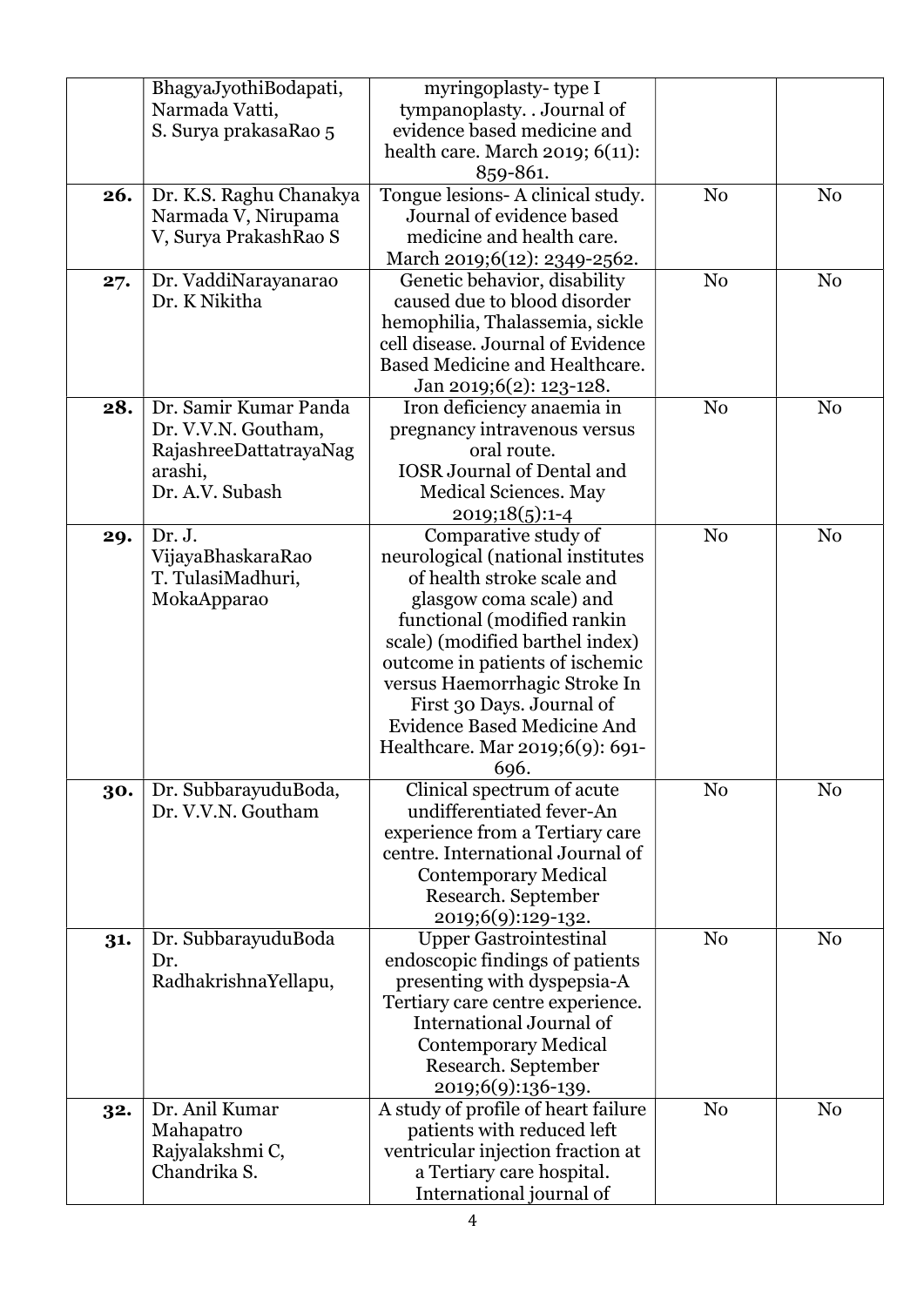|  |  |  |  |  |
|---|---|---|---|---|
|  | BhagyaJyothiBodapati, Narmada Vatti, S. Surya prakasaRao 5 | myringoplasty- type I tympanoplasty. . Journal of evidence based medicine and health care. March 2019; 6(11): 859-861. |  |  |
| **26.** | Dr. K.S. Raghu Chanakya Narmada V, Nirupama V, Surya PrakashRao S | Tongue lesions- A clinical study. Journal of evidence based medicine and health care. March 2019;6(12): 2349-2562. | No | No |
| **27.** | Dr. VaddiNarayanarao Dr. K Nikitha | Genetic behavior, disability caused due to blood disorder hemophilia, Thalassemia, sickle cell disease. Journal of Evidence Based Medicine and Healthcare. Jan 2019;6(2): 123-128. | No | No |
| **28.** | Dr. Samir Kumar Panda Dr. V.V.N. Goutham, RajashreeDattatrayaNagarashi, Dr. A.V. Subash | Iron deficiency anaemia in pregnancy intravenous versus oral route. IOSR Journal of Dental and Medical Sciences. May 2019;18(5):1-4 | No | No |
| **29.** | Dr. J. VijayaBhaskaraRao T. TulasiMadhuri, MokaApparao | Comparative study of neurological (national institutes of health stroke scale and glasgow coma scale) and functional (modified rankin scale) (modified barthel index) outcome in patients of ischemic versus Haemorrhagic Stroke In First 30 Days. Journal of Evidence Based Medicine And Healthcare. Mar 2019;6(9): 691-696. | No | No |
| **30.** | Dr. SubbarayuduBoda, Dr. V.V.N. Goutham | Clinical spectrum of acute undifferentiated fever-An experience from a Tertiary care centre. International Journal of Contemporary Medical Research. September 2019;6(9):129-132. | No | No |
| **31.** | Dr. SubbarayuduBoda Dr. RadhakrishnaYellapu, | Upper Gastrointestinal endoscopic findings of patients presenting with dyspepsia-A Tertiary care centre experience. International Journal of Contemporary Medical Research. September 2019;6(9):136-139. | No | No |
| **32.** | Dr. Anil Kumar Mahapatro Rajyalakshmi C, Chandrika S. | A study of profile of heart failure patients with reduced left ventricular injection fraction at a Tertiary care hospital. International journal of | No | No |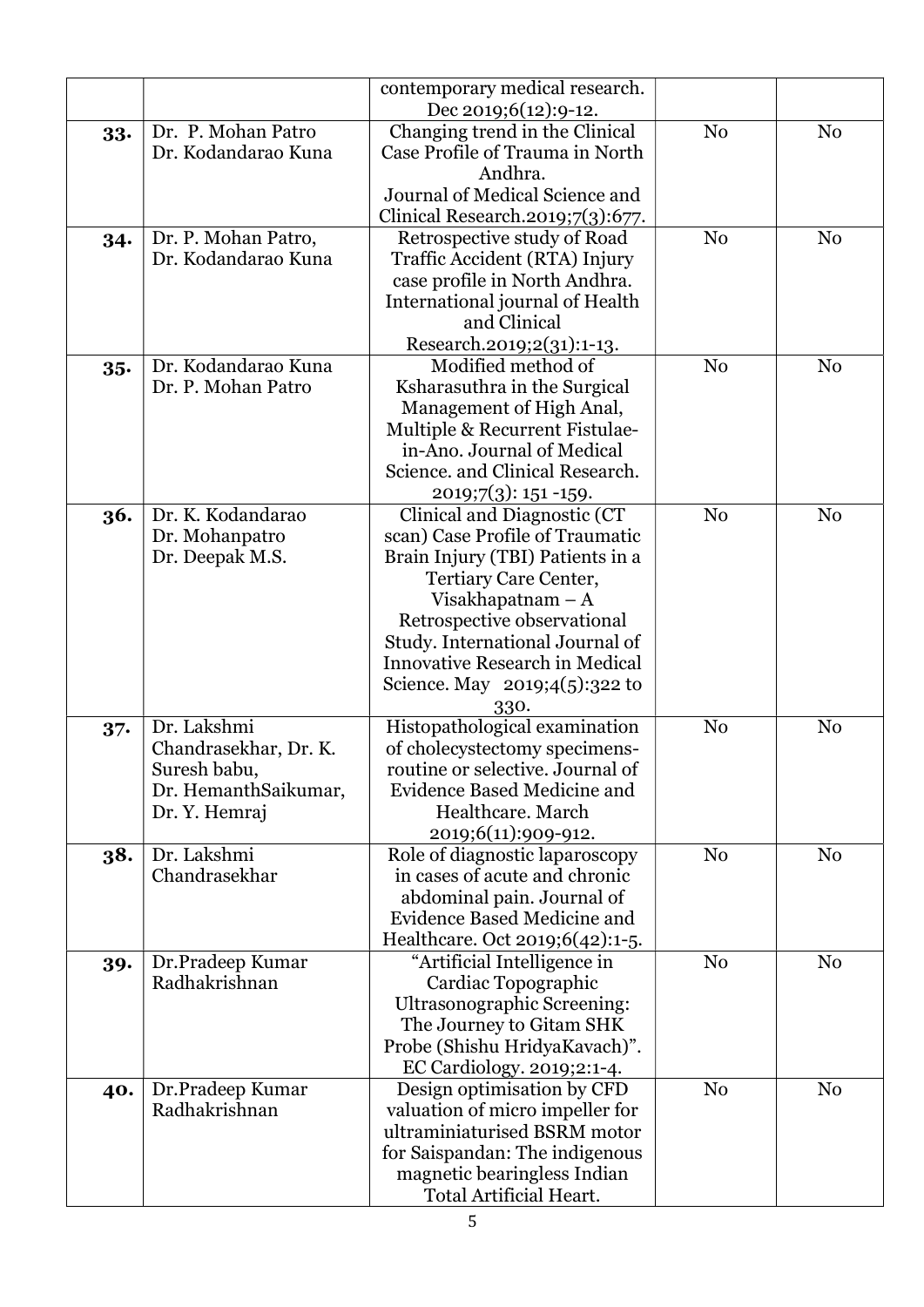| | | contemporary medical research. Dec 2019;6(12):9-12. | | |
|---|---|---|---|---|
| **33.** | Dr. P. Mohan Patro<br>Dr. Kodandarao Kuna | Changing trend in the Clinical Case Profile of Trauma in North Andhra. Journal of Medical Science and Clinical Research.2019;7(3):677. | No | No |
| **34.** | Dr. P. Mohan Patro,<br>Dr. Kodandarao Kuna | Retrospective study of Road Traffic Accident (RTA) Injury case profile in North Andhra. International journal of Health and Clinical Research.2019;2(31):1-13. | No | No |
| **35.** | Dr. Kodandarao Kuna<br>Dr. P. Mohan Patro | Modified method of Ksharasuthra in the Surgical Management of High Anal, Multiple & Recurrent Fistulae-in-Ano. Journal of Medical Science. and Clinical Research. 2019;7(3): 151 -159. | No | No |
| **36.** | Dr. K. Kodandarao<br>Dr. Mohanpatro<br>Dr. Deepak M.S. | Clinical and Diagnostic (CT scan) Case Profile of Traumatic Brain Injury (TBI) Patients in a Tertiary Care Center, Visakhapatnam – A Retrospective observational Study. International Journal of Innovative Research in Medical Science. May 2019;4(5):322 to 330. | No | No |
| **37.** | Dr. Lakshmi Chandrasekhar, Dr. K. Suresh babu, Dr. HemanthSaikumar, Dr. Y. Hemraj | Histopathological examination of cholecystectomy specimens-routine or selective. Journal of Evidence Based Medicine and Healthcare. March 2019;6(11):909-912. | No | No |
| **38.** | Dr. Lakshmi Chandrasekhar | Role of diagnostic laparoscopy in cases of acute and chronic abdominal pain. Journal of Evidence Based Medicine and Healthcare. Oct 2019;6(42):1-5. | No | No |
| **39.** | Dr.Pradeep Kumar Radhakrishnan | "Artificial Intelligence in Cardiac Topographic Ultrasonographic Screening: The Journey to Gitam SHK Probe (Shishu HridyaKavach)". EC Cardiology. 2019;2:1-4. | No | No |
| **40.** | Dr.Pradeep Kumar Radhakrishnan | Design optimisation by CFD valuation of micro impeller for ultraminiaturised BSRM motor for Saispandan: The indigenous magnetic bearingless Indian Total Artificial Heart. | No | No |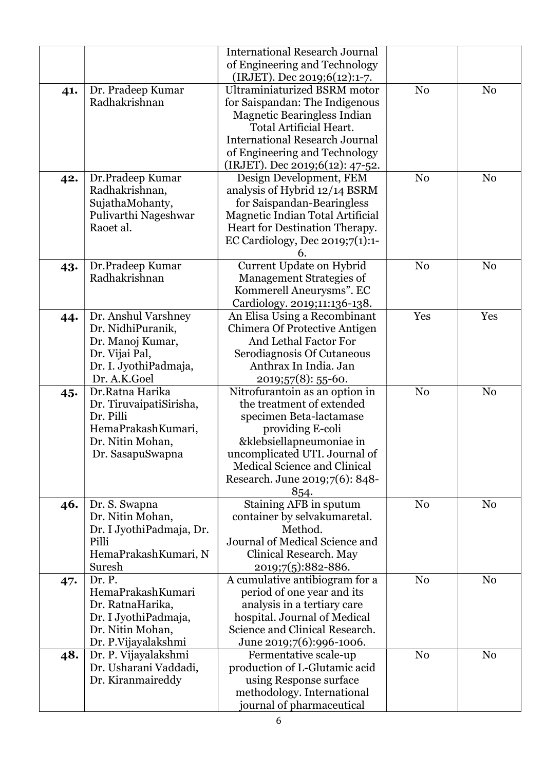| | | | | |
|---|---|---|---|---|
| | | International Research Journal of Engineering and Technology (IRJET). Dec 2019;6(12):1-7. | | |
| **41.** | Dr. Pradeep Kumar Radhakrishnan | Ultraminiaturized BSRM motor for Saispandan: The Indigenous Magnetic Bearingless Indian Total Artificial Heart. International Research Journal of Engineering and Technology (IRJET). Dec 2019;6(12): 47-52. | No | No |
| **42.** | Dr.Pradeep Kumar Radhakrishnan, SujathaMohanty, Pulivarthi Nageshwar Raoet al. | Design Development, FEM analysis of Hybrid 12/14 BSRM for Saispandan-Bearingless Magnetic Indian Total Artificial Heart for Destination Therapy. EC Cardiology, Dec 2019;7(1):1-6. | No | No |
| **43.** | Dr.Pradeep Kumar Radhakrishnan | Current Update on Hybrid Management Strategies of Kommerell Aneurysms". EC Cardiology. 2019;11:136-138. | No | No |
| **44.** | Dr. Anshul Varshney Dr. NidhiPuranik, Dr. Manoj Kumar, Dr. Vijai Pal, Dr. I. JyothiPadmaja, Dr. A.K.Goel | An Elisa Using a Recombinant Chimera Of Protective Antigen And Lethal Factor For Serodiagnosis Of Cutaneous Anthrax In India. Jan 2019;57(8): 55-60. | Yes | Yes |
| **45.** | Dr.Ratna Harika Dr. TiruvaipatiSirisha, Dr. Pilli HemaPrakashKumari, Dr. Nitin Mohan, Dr. SasapuSwapna | Nitrofurantoin as an option in the treatment of extended specimen Beta-lactamase providing E-coli &klebsiellapneumoniae in uncomplicated UTI. Journal of Medical Science and Clinical Research. June 2019;7(6): 848-854. | No | No |
| **46.** | Dr. S. Swapna Dr. Nitin Mohan, Dr. I JyothiPadmaja, Dr. Pilli HemaPrakashKumari, N Suresh | Staining AFB in sputum container by selvakumaretal. Method. Journal of Medical Science and Clinical Research. May 2019;7(5):882-886. | No | No |
| **47.** | Dr. P. HemaPrakashKumari Dr. RatnaHarika, Dr. I JyothiPadmaja, Dr. Nitin Mohan, Dr. P.Vijayalakshmi | A cumulative antibiogram for a period of one year and its analysis in a tertiary care hospital. Journal of Medical Science and Clinical Research. June 2019;7(6):996-1006. | No | No |
| **48.** | Dr. P. Vijayalakshmi Dr. Usharani Vaddadi, Dr. Kiranmaireddy | Fermentative scale-up production of L-Glutamic acid using Response surface methodology. International journal of pharmaceutical | No | No |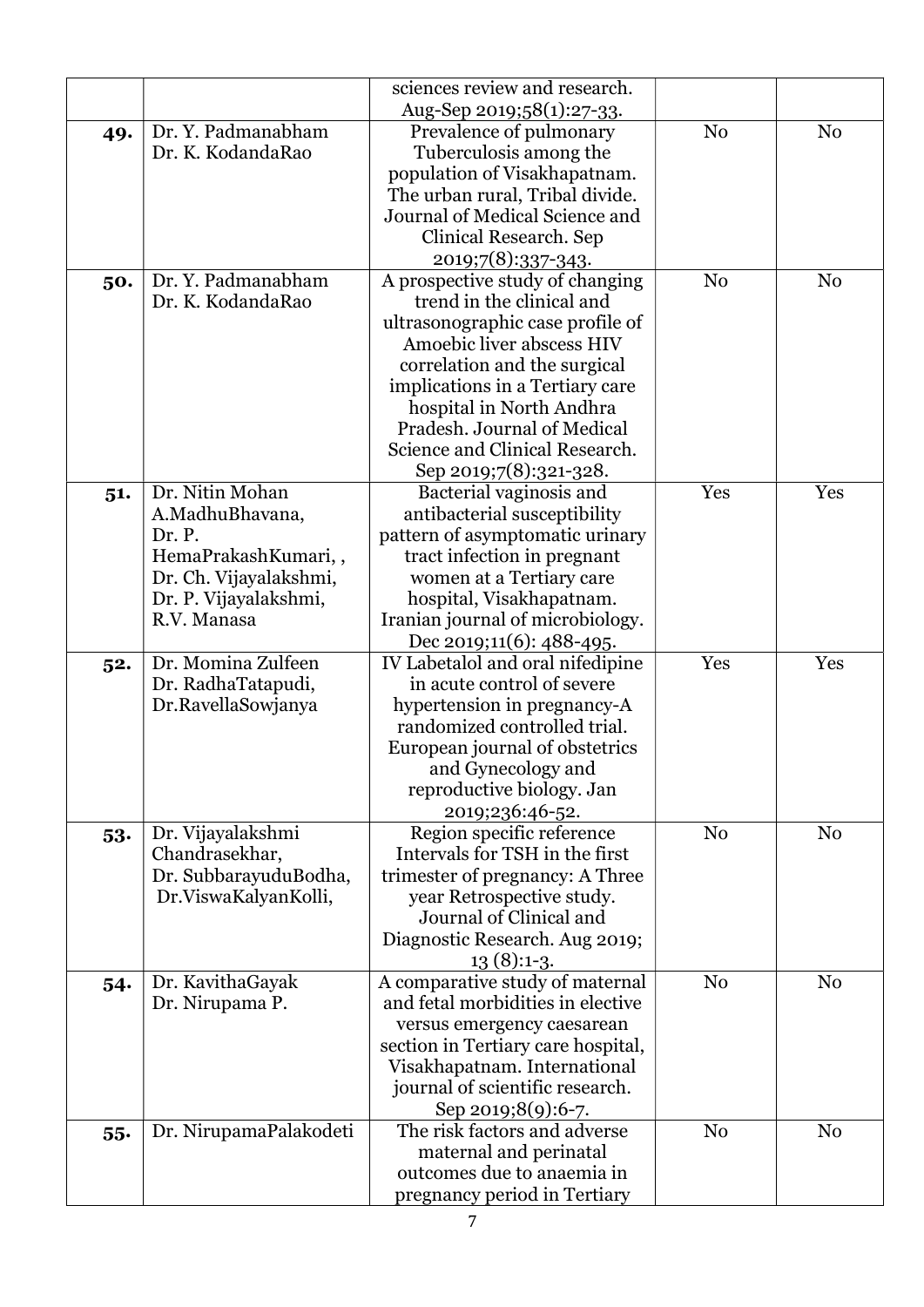| | | | | |
|---|---|---|---|---|
| | | sciences review and research. Aug-Sep 2019;58(1):27-33. | | |
| **49.** | Dr. Y. Padmanabham Dr. K. KodandaRao | Prevalence of pulmonary Tuberculosis among the population of Visakhapatnam. The urban rural, Tribal divide. Journal of Medical Science and Clinical Research. Sep 2019;7(8):337-343. | No | No |
| **50.** | Dr. Y. Padmanabham Dr. K. KodandaRao | A prospective study of changing trend in the clinical and ultrasonographic case profile of Amoebic liver abscess HIV correlation and the surgical implications in a Tertiary care hospital in North Andhra Pradesh. Journal of Medical Science and Clinical Research. Sep 2019;7(8):321-328. | No | No |
| **51.** | Dr. Nitin Mohan A.MadhuBhavana, Dr. P. HemaPrakashKumari, , Dr. Ch. Vijayalakshmi, Dr. P. Vijayalakshmi, R.V. Manasa | Bacterial vaginosis and antibacterial susceptibility pattern of asymptomatic urinary tract infection in pregnant women at a Tertiary care hospital, Visakhapatnam. Iranian journal of microbiology. Dec 2019;11(6): 488-495. | Yes | Yes |
| **52.** | Dr. Momina Zulfeen Dr. RadhaTatapudi, Dr.RavellaSowjanya | IV Labetalol and oral nifedipine in acute control of severe hypertension in pregnancy-A randomized controlled trial. European journal of obstetrics and Gynecology and reproductive biology. Jan 2019;236:46-52. | Yes | Yes |
| **53.** | Dr. Vijayalakshmi Chandrasekhar, Dr. SubbarayuduBodha, Dr.ViswaKalyanKolli, | Region specific reference Intervals for TSH in the first trimester of pregnancy: A Three year Retrospective study. Journal of Clinical and Diagnostic Research. Aug 2019; 13 (8):1-3. | No | No |
| **54.** | Dr. KavithaGayak Dr. Nirupama P. | A comparative study of maternal and fetal morbidities in elective versus emergency caesarean section in Tertiary care hospital, Visakhapatnam. International journal of scientific research. Sep 2019;8(9):6-7. | No | No |
| **55.** | Dr. NirupamaPalakodeti | The risk factors and adverse maternal and perinatal outcomes due to anaemia in pregnancy period in Tertiary | No | No |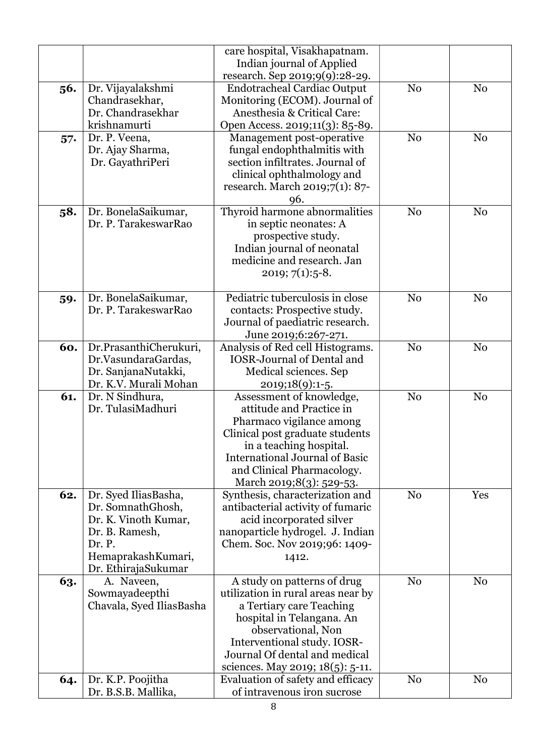| | | | | |
|---|---|---|---|---|
| | | care hospital, Visakhapatnam. Indian journal of Applied research. Sep 2019;9(9):28-29. | | |
| **56.** | Dr. Vijayalakshmi Chandrasekhar, Dr. Chandrasekhar krishnamurti | Endotracheal Cardiac Output Monitoring (ECOM). Journal of Anesthesia & Critical Care: Open Access. 2019;11(3): 85-89. | No | No |
| **57.** | Dr. P. Veena, Dr. Ajay Sharma, Dr. GayathriPeri | Management post-operative fungal endophthalmitis with section infiltrates. Journal of clinical ophthalmology and research. March 2019;7(1): 87-96. | No | No |
| **58.** | Dr. BonelaSaikumar, Dr. P. TarakeswarRao | Thyroid harmone abnormalities in septic neonates: A prospective study. Indian journal of neonatal medicine and research. Jan 2019; 7(1):5-8. | No | No |
| **59.** | Dr. BonelaSaikumar, Dr. P. TarakeswarRao | Pediatric tuberculosis in close contacts: Prospective study. Journal of paediatric research. June 2019;6:267-271. | No | No |
| **60.** | Dr.PrasanthiCherukuri, Dr.VasundaraGardas, Dr. SanjanaNutakki, Dr. K.V. Murali Mohan | Analysis of Red cell Histograms. IOSR-Journal of Dental and Medical sciences. Sep 2019;18(9):1-5. | No | No |
| **61.** | Dr. N Sindhura, Dr. TulasiMadhuri | Assessment of knowledge, attitude and Practice in Pharmaco vigilance among Clinical post graduate students in a teaching hospital. International Journal of Basic and Clinical Pharmacology. March 2019;8(3): 529-53. | No | No |
| **62.** | Dr. Syed IliasBasha, Dr. SomnathGhosh, Dr. K. Vinoth Kumar, Dr. B. Ramesh, Dr. P. HemaprakashKumari, Dr. EthirajaSukumar | Synthesis, characterization and antibacterial activity of fumaric acid incorporated silver nanoparticle hydrogel. J. Indian Chem. Soc. Nov 2019;96: 1409-1412. | No | Yes |
| **63.** | A. Naveen, Sowmayadeepthi Chavala, Syed IliasBasha | A study on patterns of drug utilization in rural areas near by a Tertiary care Teaching hospital in Telangana. An observational, Non Interventional study. IOSR-Journal Of dental and medical sciences. May 2019; 18(5): 5-11. | No | No |
| **64.** | Dr. K.P. Poojitha Dr. B.S.B. Mallika, | Evaluation of safety and efficacy of intravenous iron sucrose | No | No |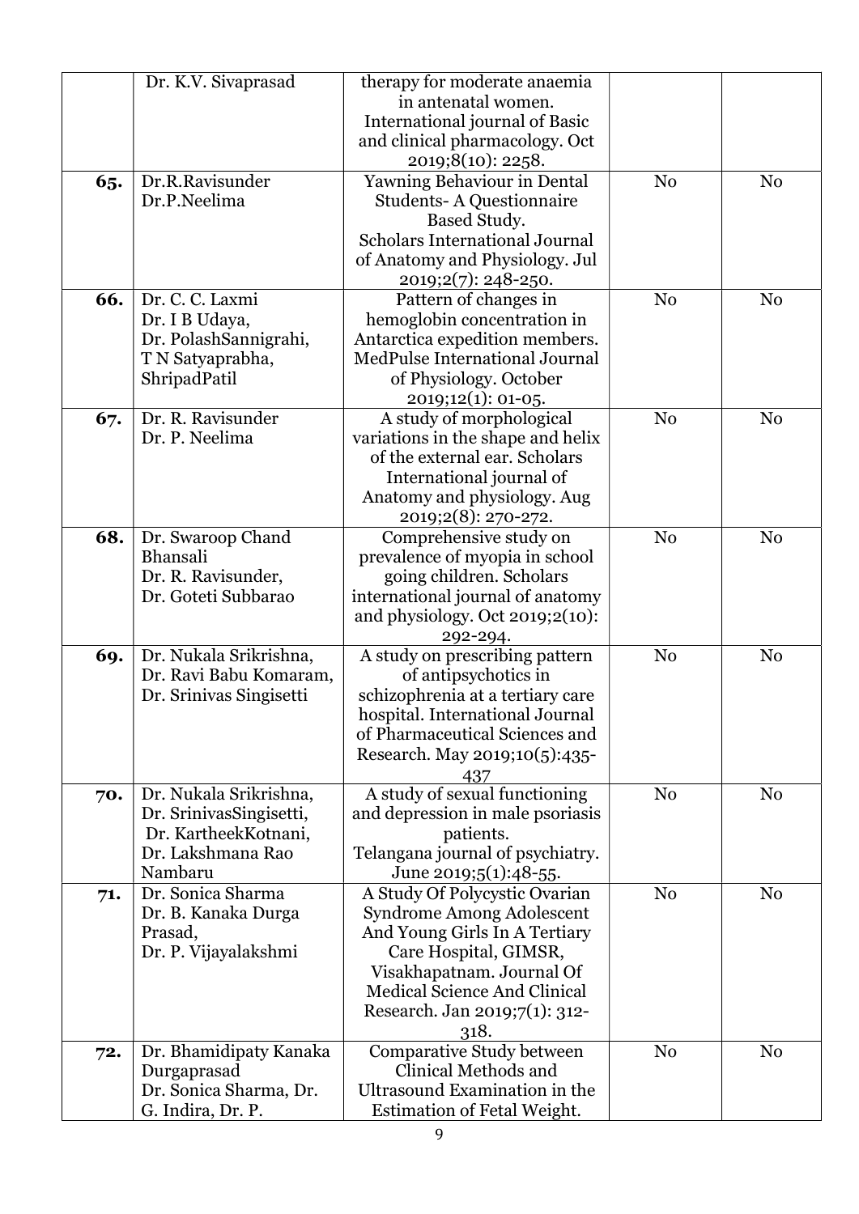|  | Dr. K.V. Sivaprasad | therapy for moderate anaemia in antenatal women. International journal of Basic and clinical pharmacology. Oct 2019;8(10): 2258. |  |  |
|---|---|---|---|---|
| **65.** | Dr.R.Ravisunder<br>Dr.P.Neelima | Yawning Behaviour in Dental Students- A Questionnaire Based Study.<br>Scholars International Journal of Anatomy and Physiology. Jul 2019;2(7): 248-250. | No | No |
| **66.** | Dr. C. C. Laxmi<br>Dr. I B Udaya,<br>Dr. PolashSannigrahi,<br>T N Satyaprabha,<br>ShripadPatil | Pattern of changes in hemoglobin concentration in Antarctica expedition members. MedPulse International Journal of Physiology. October 2019;12(1): 01-05. | No | No |
| **67.** | Dr. R. Ravisunder<br>Dr. P. Neelima | A study of morphological variations in the shape and helix of the external ear. Scholars International journal of Anatomy and physiology. Aug 2019;2(8): 270-272. | No | No |
| **68.** | Dr. Swaroop Chand Bhansali<br>Dr. R. Ravisunder,<br>Dr. Goteti Subbarao | Comprehensive study on prevalence of myopia in school going children. Scholars international journal of anatomy and physiology. Oct 2019;2(10): 292-294. | No | No |
| **69.** | Dr. Nukala Srikrishna,<br>Dr. Ravi Babu Komaram,<br>Dr. Srinivas Singisetti | A study on prescribing pattern of antipsychotics in schizophrenia at a tertiary care hospital. International Journal of Pharmaceutical Sciences and Research. May 2019;10(5):435-437 | No | No |
| **70.** | Dr. Nukala Srikrishna,<br>Dr. SrinivasSingisetti,<br>Dr. KartheekKotnani,<br>Dr. Lakshmana Rao Nambaru | A study of sexual functioning and depression in male psoriasis patients.<br>Telangana journal of psychiatry. June 2019;5(1):48-55. | No | No |
| **71.** | Dr. Sonica Sharma<br>Dr. B. Kanaka Durga Prasad,<br>Dr. P. Vijayalakshmi | A Study Of Polycystic Ovarian Syndrome Among Adolescent And Young Girls In A Tertiary Care Hospital, GIMSR, Visakhapatnam. Journal Of Medical Science And Clinical Research. Jan 2019;7(1): 312-318. | No | No |
| **72.** | Dr. Bhamidipaty Kanaka Durgaprasad<br>Dr. Sonica Sharma, Dr. G. Indira, Dr. P. | Comparative Study between Clinical Methods and Ultrasound Examination in the Estimation of Fetal Weight. | No | No |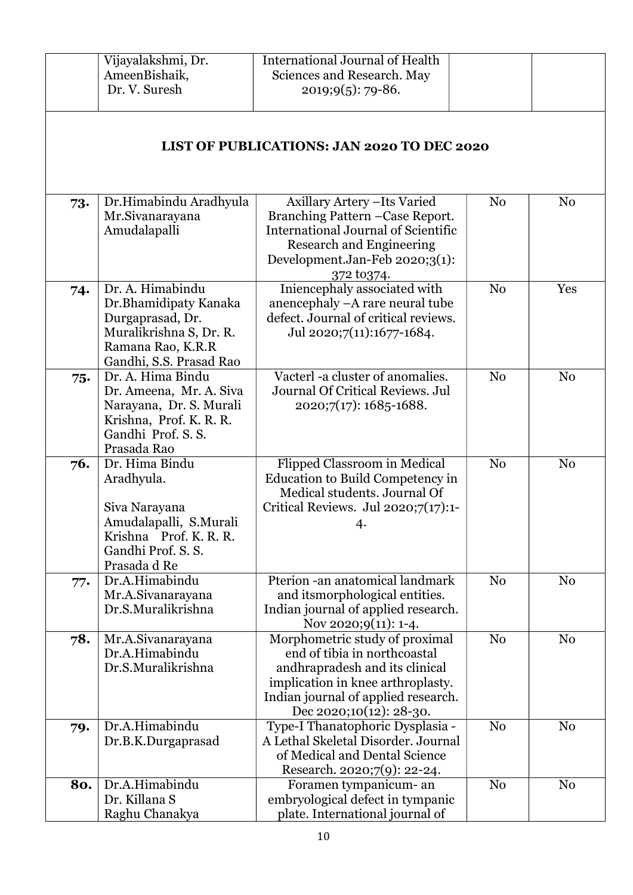|  | Vijayalakshmi, Dr. AmeenBishaik, Dr. V. Suresh | International Journal of Health Sciences and Research. May 2019;9(5): 79-86. |  |  |
|---|---|---|---|---|

**LIST OF PUBLICATIONS: JAN 2020 TO DEC 2020**

| | | | | |
|---|---|---|---|---|
| **73.** | Dr.Himabindu Aradhyula Mr.Sivanarayana Amudalapalli | Axillary Artery –Its Varied Branching Pattern –Case Report. International Journal of Scientific Research and Engineering Development.Jan-Feb 2020;3(1): 372 to374. | No | No |
| **74.** | Dr. A. Himabindu Dr.Bhamidipaty Kanaka Durgaprasad, Dr. Muralikrishna S, Dr. R. Ramana Rao, K.R.R Gandhi, S.S. Prasad Rao | Iniencephaly associated with anencephaly –A rare neural tube defect. Journal of critical reviews. Jul 2020;7(11):1677-1684. | No | Yes |
| **75.** | Dr. A. Hima Bindu Dr. Ameena, Mr. A. Siva Narayana, Dr. S. Murali Krishna, Prof. K. R. R. Gandhi Prof. S. S. Prasada Rao | Vacterl -a cluster of anomalies. Journal Of Critical Reviews. Jul 2020;7(17): 1685-1688. | No | No |
| **76.** | Dr. Hima Bindu Aradhyula. Siva Narayana Amudalapalli, S.Murali Krishna Prof. K. R. R. Gandhi Prof. S. S. Prasada d Re | Flipped Classroom in Medical Education to Build Competency in Medical students. Journal Of Critical Reviews. Jul 2020;7(17):1-4. | No | No |
| **77.** | Dr.A.Himabindu Mr.A.Sivanarayana Dr.S.Muralikrishna | Pterion -an anatomical landmark and itsmorphological entities. Indian journal of applied research. Nov 2020;9(11): 1-4. | No | No |
| **78.** | Mr.A.Sivanarayana Dr.A.Himabindu Dr.S.Muralikrishna | Morphometric study of proximal end of tibia in northcoastal andhrapradesh and its clinical implication in knee arthroplasty. Indian journal of applied research. Dec 2020;10(12): 28-30. | No | No |
| **79.** | Dr.A.Himabindu Dr.B.K.Durgaprasad | Type-I Thanatophoric Dysplasia - A Lethal Skeletal Disorder. Journal of Medical and Dental Science Research. 2020;7(9): 22-24. | No | No |
| **80.** | Dr.A.Himabindu Dr. Killana S Raghu Chanakya | Foramen tympanicum- an embryological defect in tympanic plate. International journal of | No | No |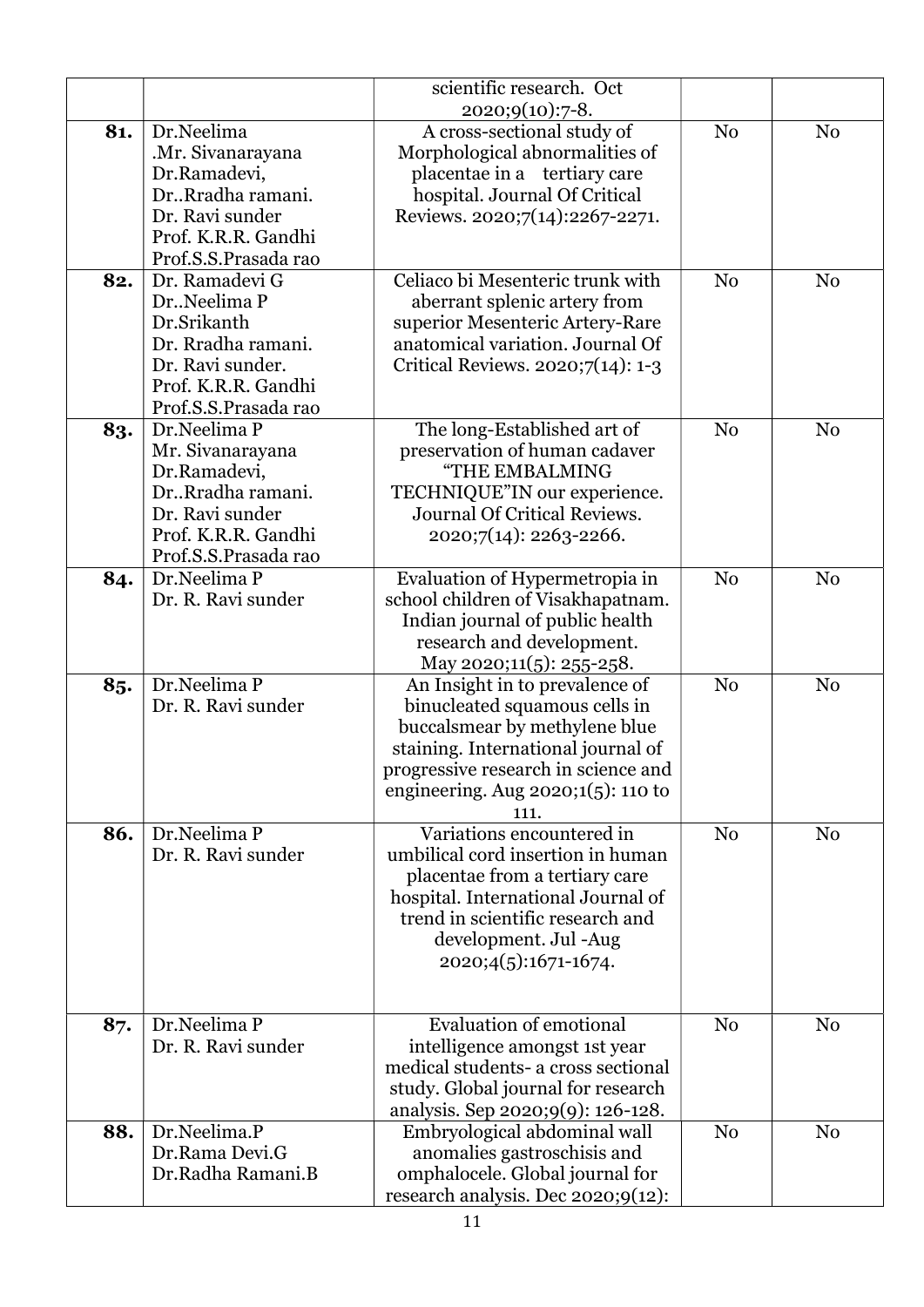| | | | | |
|---|---|---|---|---|
| | | scientific research. Oct 2020;9(10):7-8. | | |
| **81.** | Dr.Neelima<br>.Mr. Sivanarayana<br>Dr.Ramadevi,<br>Dr..Rradha ramani.<br>Dr. Ravi sunder<br>Prof. K.R.R. Gandhi<br>Prof.S.S.Prasada rao | A cross-sectional study of Morphological abnormalities of placentae in a tertiary care hospital. Journal Of Critical Reviews. 2020;7(14):2267-2271. | No | No |
| **82.** | Dr. Ramadevi G<br>Dr..Neelima P<br>Dr.Srikanth<br>Dr. Rradha ramani.<br>Dr. Ravi sunder.<br>Prof. K.R.R. Gandhi<br>Prof.S.S.Prasada rao | Celiaco bi Mesenteric trunk with aberrant splenic artery from superior Mesenteric Artery-Rare anatomical variation. Journal Of Critical Reviews. 2020;7(14): 1-3 | No | No |
| **83.** | Dr.Neelima P<br>Mr. Sivanarayana<br>Dr.Ramadevi,<br>Dr..Rradha ramani.<br>Dr. Ravi sunder<br>Prof. K.R.R. Gandhi<br>Prof.S.S.Prasada rao | The long-Established art of preservation of human cadaver "THE EMBALMING TECHNIQUE"IN our experience. Journal Of Critical Reviews. 2020;7(14): 2263-2266. | No | No |
| **84.** | Dr.Neelima P<br>Dr. R. Ravi sunder | Evaluation of Hypermetropia in school children of Visakhapatnam. Indian journal of public health research and development. May 2020;11(5): 255-258. | No | No |
| **85.** | Dr.Neelima P<br>Dr. R. Ravi sunder | An Insight in to prevalence of binucleated squamous cells in buccalsmear by methylene blue staining. International journal of progressive research in science and engineering. Aug 2020;1(5): 110 to 111. | No | No |
| **86.** | Dr.Neelima P<br>Dr. R. Ravi sunder | Variations encountered in umbilical cord insertion in human placentae from a tertiary care hospital. International Journal of trend in scientific research and development. Jul -Aug 2020;4(5):1671-1674. | No | No |
| **87.** | Dr.Neelima P<br>Dr. R. Ravi sunder | Evaluation of emotional intelligence amongst 1st year medical students- a cross sectional study. Global journal for research analysis. Sep 2020;9(9): 126-128. | No | No |
| **88.** | Dr.Neelima.P<br>Dr.Rama Devi.G<br>Dr.Radha Ramani.B | Embryological abdominal wall anomalies gastroschisis and omphalocele. Global journal for research analysis. Dec 2020;9(12): | No | No |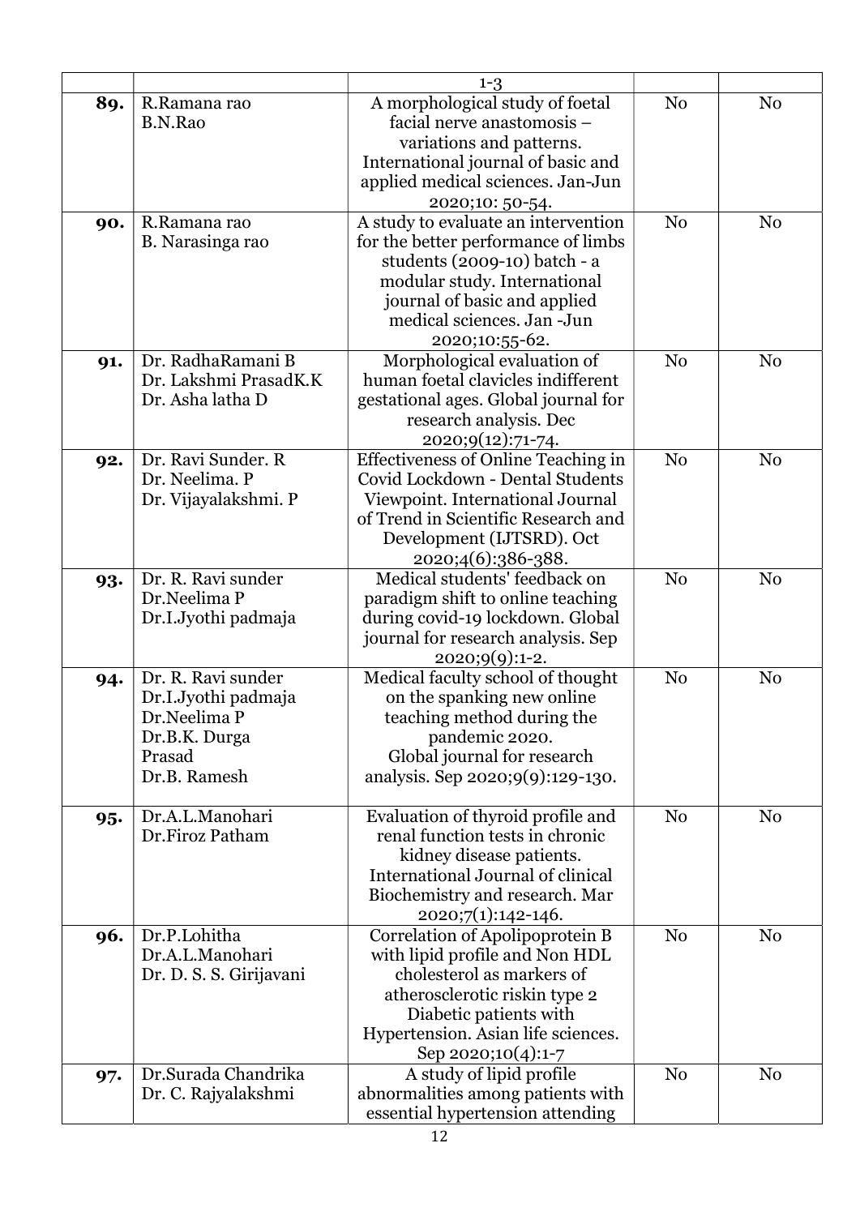| | | 1-3 | | |
|---|---|---|---|---|
| **89.** | R.Ramana rao<br>B.N.Rao | A morphological study of foetal facial nerve anastomosis – variations and patterns. International journal of basic and applied medical sciences. Jan-Jun 2020;10: 50-54. | No | No |
| **90.** | R.Ramana rao<br>B. Narasinga rao | A study to evaluate an intervention for the better performance of limbs students (2009-10) batch - a modular study. International journal of basic and applied medical sciences. Jan -Jun 2020;10:55-62. | No | No |
| **91.** | Dr. RadhaRamani B<br>Dr. Lakshmi PrasadK.K<br>Dr. Asha latha D | Morphological evaluation of human foetal clavicles indifferent gestational ages. Global journal for research analysis. Dec 2020;9(12):71-74. | No | No |
| **92.** | Dr. Ravi Sunder. R<br>Dr. Neelima. P<br>Dr. Vijayalakshmi. P | Effectiveness of Online Teaching in Covid Lockdown - Dental Students Viewpoint. International Journal of Trend in Scientific Research and Development (IJTSRD). Oct 2020;4(6):386-388. | No | No |
| **93.** | Dr. R. Ravi sunder<br>Dr.Neelima P<br>Dr.I.Jyothi padmaja | Medical students' feedback on paradigm shift to online teaching during covid-19 lockdown. Global journal for research analysis. Sep 2020;9(9):1-2. | No | No |
| **94.** | Dr. R. Ravi sunder<br>Dr.I.Jyothi padmaja<br>Dr.Neelima P<br>Dr.B.K. Durga Prasad<br>Dr.B. Ramesh | Medical faculty school of thought on the spanking new online teaching method during the pandemic 2020. Global journal for research analysis. Sep 2020;9(9):129-130. | No | No |
| **95.** | Dr.A.L.Manohari<br>Dr.Firoz Patham | Evaluation of thyroid profile and renal function tests in chronic kidney disease patients. International Journal of clinical Biochemistry and research. Mar 2020;7(1):142-146. | No | No |
| **96.** | Dr.P.Lohitha<br>Dr.A.L.Manohari<br>Dr. D. S. S. Girijavani | Correlation of Apolipoprotein B with lipid profile and Non HDL cholesterol as markers of atherosclerotic riskin type 2 Diabetic patients with Hypertension. Asian life sciences. Sep 2020;10(4):1-7 | No | No |
| **97.** | Dr.Surada Chandrika<br>Dr. C. Rajyalakshmi | A study of lipid profile abnormalities among patients with essential hypertension attending | No | No |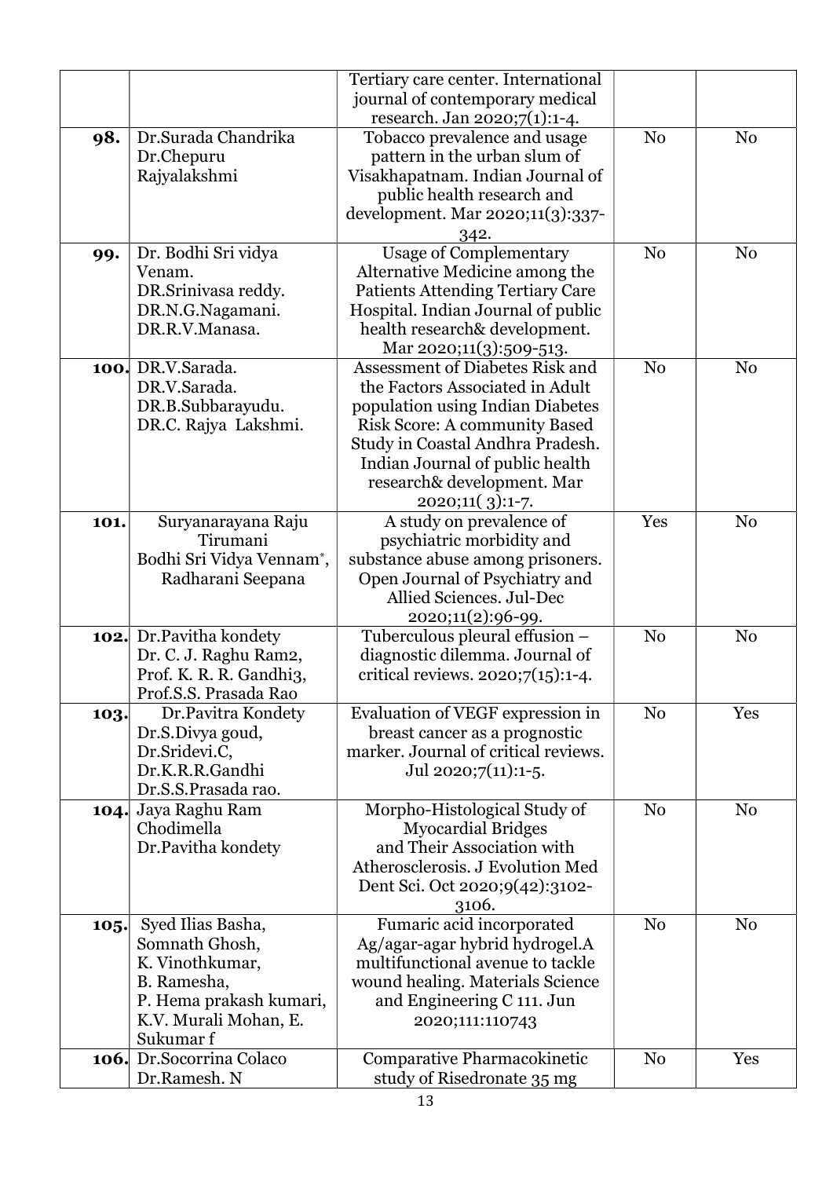| | | | | |
|---|---|---|---|---|
| | | Tertiary care center. International journal of contemporary medical research. Jan 2020;7(1):1-4. | | |
| 98. | Dr.Surada Chandrika<br>Dr.Chepuru Rajyalakshmi | Tobacco prevalence and usage pattern in the urban slum of Visakhapatnam. Indian Journal of public health research and development. Mar 2020;11(3):337-342. | No | No |
| 99. | Dr. Bodhi Sri vidya Venam.<br>DR.Srinivasa reddy.<br>DR.N.G.Nagamani.<br>DR.R.V.Manasa. | Usage of Complementary Alternative Medicine among the Patients Attending Tertiary Care Hospital. Indian Journal of public health research& development. Mar 2020;11(3):509-513. | No | No |
| 100. | DR.V.Sarada.<br>DR.V.Sarada.<br>DR.B.Subbarayudu.<br>DR.C. Rajya Lakshmi. | Assessment of Diabetes Risk and the Factors Associated in Adult population using Indian Diabetes Risk Score: A community Based Study in Coastal Andhra Pradesh. Indian Journal of public health research& development. Mar 2020;11( 3):1-7. | No | No |
| 101. | Suryanarayana Raju Tirumani<br>Bodhi Sri Vidya Vennam*,<br>Radharani Seepana | A study on prevalence of psychiatric morbidity and substance abuse among prisoners. Open Journal of Psychiatry and Allied Sciences. Jul-Dec 2020;11(2):96-99. | Yes | No |
| 102. | Dr.Pavitha kondety<br>Dr. C. J. Raghu Ram2,<br>Prof. K. R. R. Gandhi3,<br>Prof.S.S. Prasada Rao | Tuberculous pleural effusion – diagnostic dilemma. Journal of critical reviews. 2020;7(15):1-4. | No | No |
| 103. | Dr.Pavitra Kondety<br>Dr.S.Divya goud,<br>Dr.Sridevi.C,<br>Dr.K.R.R.Gandhi<br>Dr.S.S.Prasada rao. | Evaluation of VEGF expression in breast cancer as a prognostic marker. Journal of critical reviews. Jul 2020;7(11):1-5. | No | Yes |
| 104. | Jaya Raghu Ram Chodimella<br>Dr.Pavitha kondety | Morpho-Histological Study of Myocardial Bridges and Their Association with Atherosclerosis. J Evolution Med Dent Sci. Oct 2020;9(42):3102-3106. | No | No |
| 105. | Syed Ilias Basha,<br>Somnath Ghosh,<br>K. Vinothkumar,<br>B. Ramesha,<br>P. Hema prakash kumari,<br>K.V. Murali Mohan, E. Sukumar f | Fumaric acid incorporated Ag/agar-agar hybrid hydrogel.A multifunctional avenue to tackle wound healing. Materials Science and Engineering C 111. Jun 2020;111:110743 | No | No |
| 106. | Dr.Socorrina Colaco<br>Dr.Ramesh. N | Comparative Pharmacokinetic study of Risedronate 35 mg | No | Yes |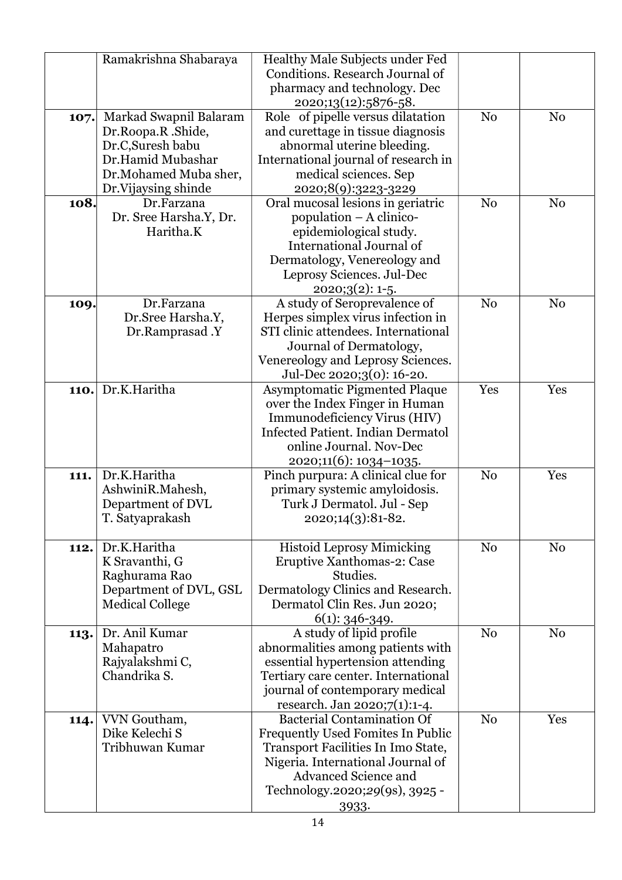|  |  |  |  |  |
|---|---|---|---|---|
|  | Ramakrishna Shabaraya | Healthy Male Subjects under Fed Conditions. Research Journal of pharmacy and technology. Dec 2020;13(12):5876-58. |  |  |
| **107.** | Markad Swapnil Balaram Dr.Roopa.R .Shide, Dr.C,Suresh babu Dr.Hamid Mubashar Dr.Mohamed Muba sher, Dr.Vijaysing shinde | Role of pipelle versus dilatation and curettage in tissue diagnosis abnormal uterine bleeding. International journal of research in medical sciences. Sep 2020;8(9):3223-3229 | No | No |
| **108.** | Dr.Farzana Dr. Sree Harsha.Y, Dr. Haritha.K | Oral mucosal lesions in geriatric population – A clinico-epidemiological study. International Journal of Dermatology, Venereology and Leprosy Sciences. Jul-Dec 2020;3(2): 1-5. | No | No |
| **109.** | Dr.Farzana Dr.Sree Harsha.Y, Dr.Ramprasad .Y | A study of Seroprevalence of Herpes simplex virus infection in STI clinic attendees. International Journal of Dermatology, Venereology and Leprosy Sciences. Jul-Dec 2020;3(0): 16-20. | No | No |
| **110.** | Dr.K.Haritha | Asymptomatic Pigmented Plaque over the Index Finger in Human Immunodeficiency Virus (HIV) Infected Patient. Indian Dermatol online Journal. Nov-Dec 2020;11(6): 1034–1035. | Yes | Yes |
| **111.** | Dr.K.Haritha AshwiniR.Mahesh, Department of DVL T. Satyaprakash | Pinch purpura: A clinical clue for primary systemic amyloidosis. Turk J Dermatol. Jul - Sep 2020;14(3):81-82. | No | Yes |
| **112.** | Dr.K.Haritha K Sravanthi, G Raghurama Rao Department of DVL, GSL Medical College | Histoid Leprosy Mimicking Eruptive Xanthomas-2: Case Studies. Dermatology Clinics and Research. Dermatol Clin Res. Jun 2020; 6(1): 346-349. | No | No |
| **113.** | Dr. Anil Kumar Mahapatro Rajyalakshmi C, Chandrika S. | A study of lipid profile abnormalities among patients with essential hypertension attending Tertiary care center. International journal of contemporary medical research. Jan 2020;7(1):1-4. | No | No |
| **114.** | VVN Goutham, Dike Kelechi S Tribhuwan Kumar | Bacterial Contamination Of Frequently Used Fomites In Public Transport Facilities In Imo State, Nigeria. International Journal of Advanced Science and Technology.2020;29(9s), 3925 - 3933. | No | Yes |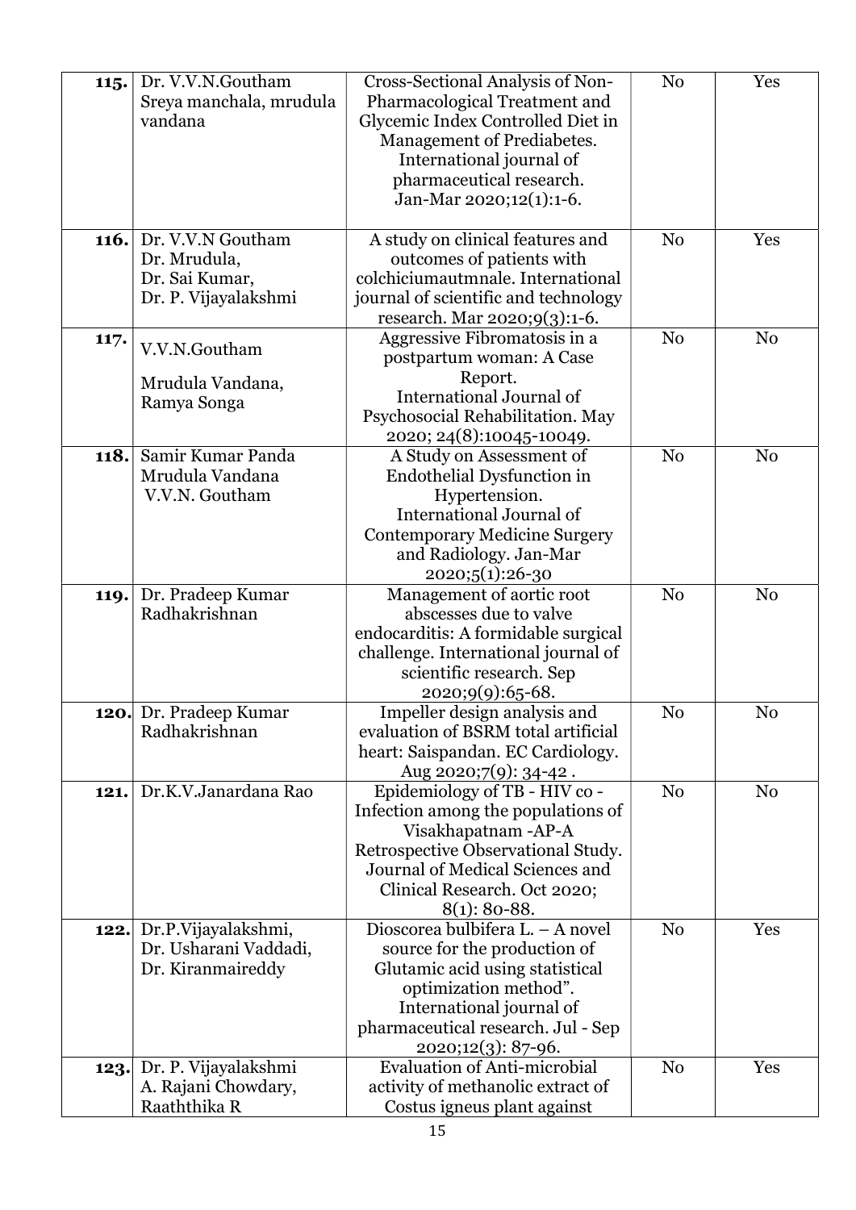| | | | | |
|---|---|---|---|---|
| **115.** | Dr. V.V.N.Goutham Sreya manchala, mrudula vandana | Cross-Sectional Analysis of Non-Pharmacological Treatment and Glycemic Index Controlled Diet in Management of Prediabetes. International journal of pharmaceutical research. Jan-Mar 2020;12(1):1-6. | No | Yes |
| **116.** | Dr. V.V.N Goutham Dr. Mrudula, Dr. Sai Kumar, Dr. P. Vijayalakshmi | A study on clinical features and outcomes of patients with colchiciumautmnale. International journal of scientific and technology research. Mar 2020;9(3):1-6. | No | Yes |
| **117.** | V.V.N.Goutham Mrudula Vandana, Ramya Songa | Aggressive Fibromatosis in a postpartum woman: A Case Report. International Journal of Psychosocial Rehabilitation. May 2020; 24(8):10045-10049. | No | No |
| **118.** | Samir Kumar Panda Mrudula Vandana V.V.N. Goutham | A Study on Assessment of Endothelial Dysfunction in Hypertension. International Journal of Contemporary Medicine Surgery and Radiology. Jan-Mar 2020;5(1):26-30 | No | No |
| **119.** | Dr. Pradeep Kumar Radhakrishnan | Management of aortic root abscesses due to valve endocarditis: A formidable surgical challenge. International journal of scientific research. Sep 2020;9(9):65-68. | No | No |
| **120.** | Dr. Pradeep Kumar Radhakrishnan | Impeller design analysis and evaluation of BSRM total artificial heart: Saispandan. EC Cardiology. Aug 2020;7(9): 34-42 . | No | No |
| **121.** | Dr.K.V.Janardana Rao | Epidemiology of TB - HIV co - Infection among the populations of Visakhapatnam -AP-A Retrospective Observational Study. Journal of Medical Sciences and Clinical Research. Oct 2020; 8(1): 80-88. | No | No |
| **122.** | Dr.P.Vijayalakshmi, Dr. Usharani Vaddadi, Dr. Kiranmaireddy | Dioscorea bulbifera L. – A novel source for the production of Glutamic acid using statistical optimization method". International journal of pharmaceutical research. Jul - Sep 2020;12(3): 87-96. | No | Yes |
| **123.** | Dr. P. Vijayalakshmi A. Rajani Chowdary, Raaththika R | Evaluation of Anti-microbial activity of methanolic extract of Costus igneus plant against | No | Yes |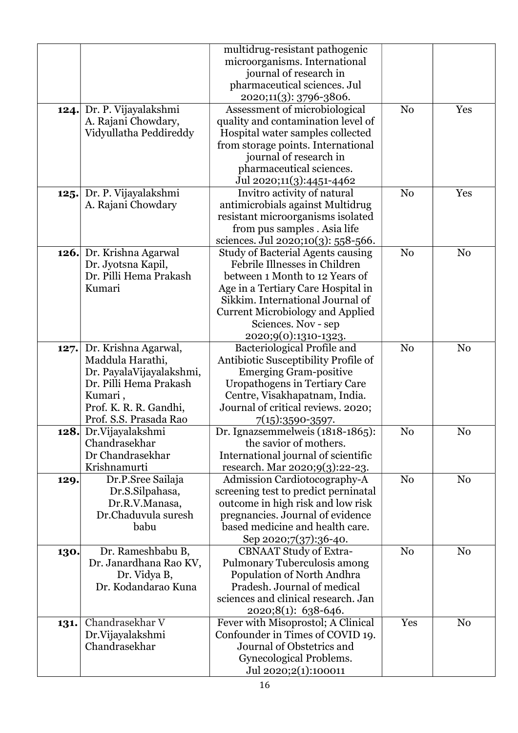| | | | | |
|---|---|---|---|---|
| | | multidrug-resistant pathogenic microorganisms. International journal of research in pharmaceutical sciences. Jul 2020;11(3): 3796-3806. | | |
| **124.** | Dr. P. Vijayalakshmi A. Rajani Chowdary, Vidyullatha Peddireddy | Assessment of microbiological quality and contamination level of Hospital water samples collected from storage points. International journal of research in pharmaceutical sciences. Jul 2020;11(3):4451-4462 | No | Yes |
| **125.** | Dr. P. Vijayalakshmi A. Rajani Chowdary | Invitro activity of natural antimicrobials against Multidrug resistant microorganisms isolated from pus samples . Asia life sciences. Jul 2020;10(3): 558-566. | No | Yes |
| **126.** | Dr. Krishna Agarwal Dr. Jyotsna Kapil, Dr. Pilli Hema Prakash Kumari | Study of Bacterial Agents causing Febrile Illnesses in Children between 1 Month to 12 Years of Age in a Tertiary Care Hospital in Sikkim. International Journal of Current Microbiology and Applied Sciences. Nov - sep 2020;9(0):1310-1323. | No | No |
| **127.** | Dr. Krishna Agarwal, Maddula Harathi, Dr. PayalaVijayalakshmi, Dr. Pilli Hema Prakash Kumari , Prof. K. R. R. Gandhi, Prof. S.S. Prasada Rao | Bacteriological Profile and Antibiotic Susceptibility Profile of Emerging Gram-positive Uropathogens in Tertiary Care Centre, Visakhapatnam, India. Journal of critical reviews. 2020; 7(15):3590-3597. | No | No |
| **128.** | Dr.Vijayalakshmi Chandrasekhar Dr Chandrasekhar Krishnamurti | Dr. Ignazsemmelweis (1818-1865): the savior of mothers. International journal of scientific research. Mar 2020;9(3):22-23. | No | No |
| **129.** | Dr.P.Sree Sailaja Dr.S.Silpahasa, Dr.R.V.Manasa, Dr.Chaduvula suresh babu | Admission Cardiotocography-A screening test to predict perinatal outcome in high risk and low risk pregnancies. Journal of evidence based medicine and health care. Sep 2020;7(37):36-40. | No | No |
| **130.** | Dr. Rameshbabu B, Dr. Janardhana Rao KV, Dr. Vidya B, Dr. Kodandarao Kuna | CBNAAT Study of Extra-Pulmonary Tuberculosis among Population of North Andhra Pradesh. Journal of medical sciences and clinical research. Jan 2020;8(1): 638-646. | No | No |
| **131.** | Chandrasekhar V Dr.Vijayalakshmi Chandrasekhar | Fever with Misoprostol; A Clinical Confounder in Times of COVID 19. Journal of Obstetrics and Gynecological Problems. Jul 2020;2(1):100011 | Yes | No |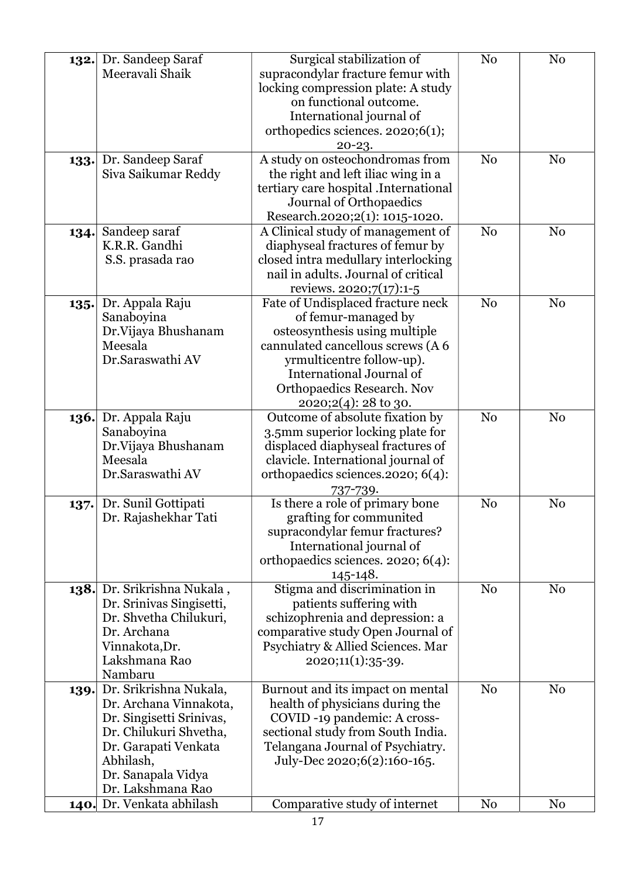| | | | | |
|---|---|---|---|---|
| **132.** | Dr. Sandeep Saraf Meeravali Shaik | Surgical stabilization of supracondylar fracture femur with locking compression plate: A study on functional outcome. International journal of orthopedics sciences. 2020;6(1); 20-23. | No | No |
| **133.** | Dr. Sandeep Saraf Siva Saikumar Reddy | A study on osteochondromas from the right and left iliac wing in a tertiary care hospital .International Journal of Orthopaedics Research.2020;2(1): 1015-1020. | No | No |
| **134.** | Sandeep saraf K.R.R. Gandhi S.S. prasada rao | A Clinical study of management of diaphyseal fractures of femur by closed intra medullary interlocking nail in adults. Journal of critical reviews. 2020;7(17):1-5 | No | No |
| **135.** | Dr. Appala Raju Sanaboyina Dr.Vijaya Bhushanam Meesala Dr.Saraswathi AV | Fate of Undisplaced fracture neck of femur-managed by osteosynthesis using multiple cannulated cancellous screws (A 6 yrmulticentre follow-up). International Journal of Orthopaedics Research. Nov 2020;2(4): 28 to 30. | No | No |
| **136.** | Dr. Appala Raju Sanaboyina Dr.Vijaya Bhushanam Meesala Dr.Saraswathi AV | Outcome of absolute fixation by 3.5mm superior locking plate for displaced diaphyseal fractures of clavicle. International journal of orthopaedics sciences.2020; 6(4): 737-739. | No | No |
| **137.** | Dr. Sunil Gottipati Dr. Rajashekhar Tati | Is there a role of primary bone grafting for communited supracondylar femur fractures? International journal of orthopaedics sciences. 2020; 6(4): 145-148. | No | No |
| **138.** | Dr. Srikrishna Nukala , Dr. Srinivas Singisetti, Dr. Shvetha Chilukuri, Dr. Archana Vinnakota,Dr. Lakshmana Rao Nambaru | Stigma and discrimination in patients suffering with schizophrenia and depression: a comparative study Open Journal of Psychiatry & Allied Sciences. Mar 2020;11(1):35-39. | No | No |
| **139.** | Dr. Srikrishna Nukala, Dr. Archana Vinnakota, Dr. Singisetti Srinivas, Dr. Chilukuri Shvetha, Dr. Garapati Venkata Abhilash, Dr. Sanapala Vidya Dr. Lakshmana Rao | Burnout and its impact on mental health of physicians during the COVID -19 pandemic: A cross-sectional study from South India. Telangana Journal of Psychiatry. July-Dec 2020;6(2):160-165. | No | No |
| **140.** | Dr. Venkata abhilash | Comparative study of internet | No | No |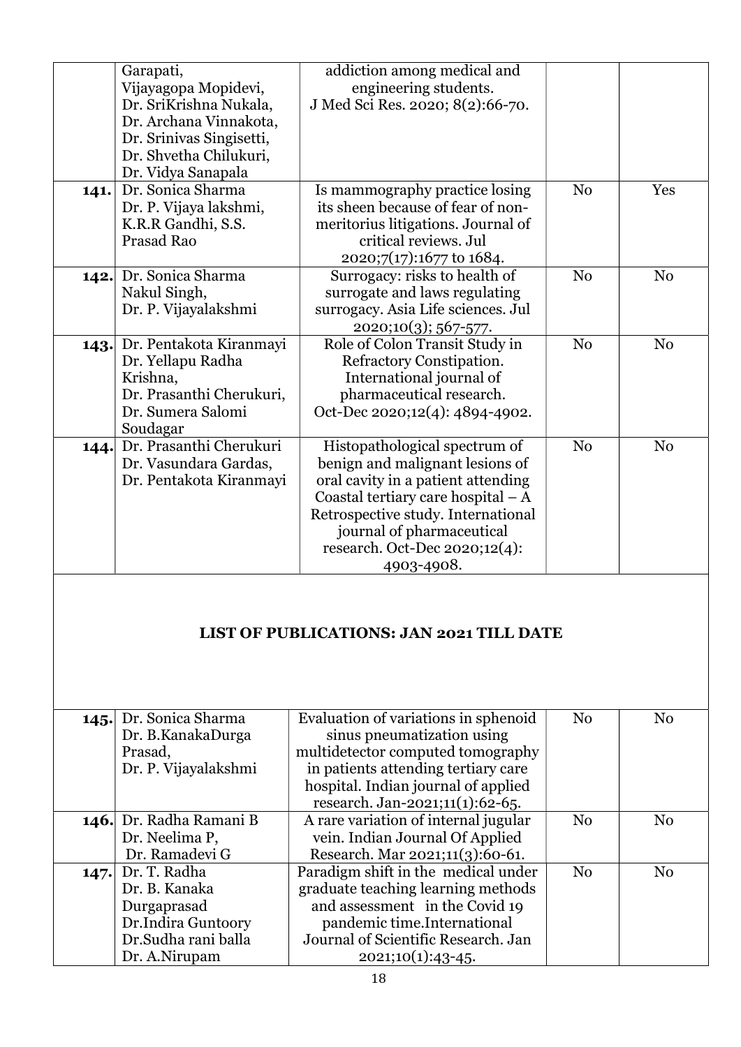|  |  |  |  |  |
|---|---|---|---|---|
|  | Garapati, Vijayagopa Mopidevi, Dr. SriKrishna Nukala, Dr. Archana Vinnakota, Dr. Srinivas Singisetti, Dr. Shvetha Chilukuri, Dr. Vidya Sanapala | addiction among medical and engineering students. J Med Sci Res. 2020; 8(2):66-70. |  |  |
| **141.** | Dr. Sonica Sharma Dr. P. Vijaya lakshmi, K.R.R Gandhi, S.S. Prasad Rao | Is mammography practice losing its sheen because of fear of non-meritorius litigations. Journal of critical reviews. Jul 2020;7(17):1677 to 1684. | No | Yes |
| **142.** | Dr. Sonica Sharma Nakul Singh, Dr. P. Vijayalakshmi | Surrogacy: risks to health of surrogate and laws regulating surrogacy. Asia Life sciences. Jul 2020;10(3); 567-577. | No | No |
| **143.** | Dr. Pentakota Kiranmayi Dr. Yellapu Radha Krishna, Dr. Prasanthi Cherukuri, Dr. Sumera Salomi Soudagar | Role of Colon Transit Study in Refractory Constipation. International journal of pharmaceutical research. Oct-Dec 2020;12(4): 4894-4902. | No | No |
| **144.** | Dr. Prasanthi Cherukuri Dr. Vasundara Gardas, Dr. Pentakota Kiranmayi | Histopathological spectrum of benign and malignant lesions of oral cavity in a patient attending Coastal tertiary care hospital – A Retrospective study. International journal of pharmaceutical research. Oct-Dec 2020;12(4): 4903-4908. | No | No |

## LIST OF PUBLICATIONS: JAN 2021 TILL DATE

|  |  |  |  |  |
|---|---|---|---|---|
| **145.** | Dr. Sonica Sharma Dr. B.KanakaDurga Prasad, Dr. P. Vijayalakshmi | Evaluation of variations in sphenoid sinus pneumatization using multidetector computed tomography in patients attending tertiary care hospital. Indian journal of applied research. Jan-2021;11(1):62-65. | No | No |
| **146.** | Dr. Radha Ramani B Dr. Neelima P, Dr. Ramadevi G | A rare variation of internal jugular vein. Indian Journal Of Applied Research. Mar 2021;11(3):60-61. | No | No |
| **147.** | Dr. T. Radha Dr. B. Kanaka Durgaprasad Dr.Indira Guntoory Dr.Sudha rani balla Dr. A.Nirupam | Paradigm shift in the medical under graduate teaching learning methods and assessment in the Covid 19 pandemic time.International Journal of Scientific Research. Jan 2021;10(1):43-45. | No | No |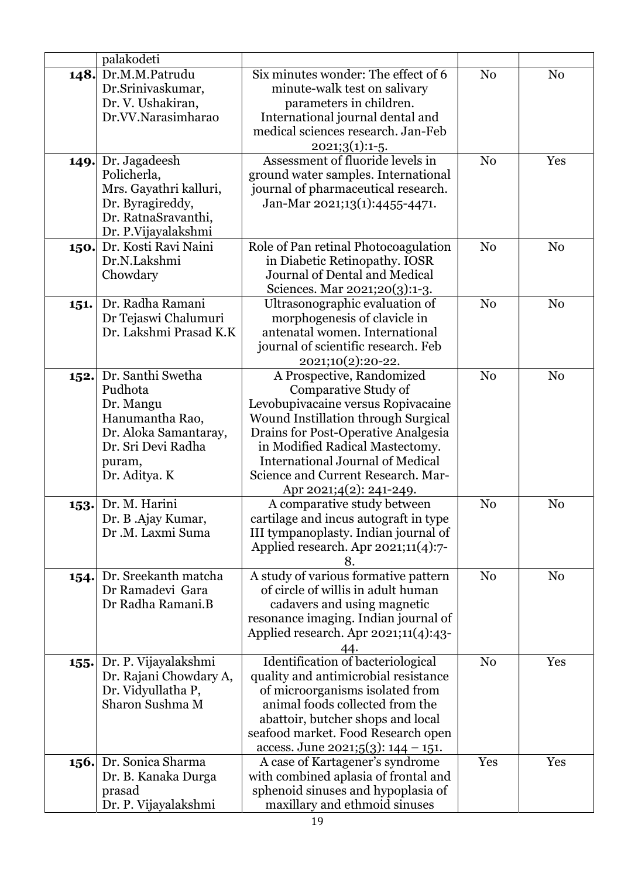|  |  |  |  |  |
|---|---|---|---|---|
|  | palakodeti |  |  |  |
| **148.** | Dr.M.M.Patrudu Dr.Srinivaskumar, Dr. V. Ushakiran, Dr.VV.Narasimharao | Six minutes wonder: The effect of 6 minute-walk test on salivary parameters in children. International journal dental and medical sciences research. Jan-Feb 2021;3(1):1-5. | No | No |
| **149.** | Dr. Jagadeesh Policherla, Mrs. Gayathri kalluri, Dr. Byragireddy, Dr. RatnaSravanthi, Dr. P.Vijayalakshmi | Assessment of fluoride levels in ground water samples. International journal of pharmaceutical research. Jan-Mar 2021;13(1):4455-4471. | No | Yes |
| **150.** | Dr. Kosti Ravi Naini Dr.N.Lakshmi Chowdary | Role of Pan retinal Photocoagulation in Diabetic Retinopathy. IOSR Journal of Dental and Medical Sciences. Mar 2021;20(3):1-3. | No | No |
| **151.** | Dr. Radha Ramani Dr Tejaswi Chalumuri Dr. Lakshmi Prasad K.K | Ultrasonographic evaluation of morphogenesis of clavicle in antenatal women. International journal of scientific research. Feb 2021;10(2):20-22. | No | No |
| **152.** | Dr. Santhi Swetha Pudhota Dr. Mangu Hanumantha Rao, Dr. Aloka Samantaray, Dr. Sri Devi Radha puram, Dr. Aditya. K | A Prospective, Randomized Comparative Study of Levobupivacaine versus Ropivacaine Wound Instillation through Surgical Drains for Post-Operative Analgesia in Modified Radical Mastectomy. International Journal of Medical Science and Current Research. Mar-Apr 2021;4(2): 241-249. | No | No |
| **153.** | Dr. M. Harini Dr. B .Ajay Kumar, Dr .M. Laxmi Suma | A comparative study between cartilage and incus autograft in type III tympanoplasty. Indian journal of Applied research. Apr 2021;11(4):7-8. | No | No |
| **154.** | Dr. Sreekanth matcha Dr Ramadevi Gara Dr Radha Ramani.B | A study of various formative pattern of circle of willis in adult human cadavers and using magnetic resonance imaging. Indian journal of Applied research. Apr 2021;11(4):43-44. | No | No |
| **155.** | Dr. P. Vijayalakshmi Dr. Rajani Chowdary A, Dr. Vidyullatha P, Sharon Sushma M | Identification of bacteriological quality and antimicrobial resistance of microorganisms isolated from animal foods collected from the abattoir, butcher shops and local seafood market. Food Research open access. June 2021;5(3): 144 – 151. | No | Yes |
| **156.** | Dr. Sonica Sharma Dr. B. Kanaka Durga prasad Dr. P. Vijayalakshmi | A case of Kartagener's syndrome with combined aplasia of frontal and sphenoid sinuses and hypoplasia of maxillary and ethmoid sinuses | Yes | Yes |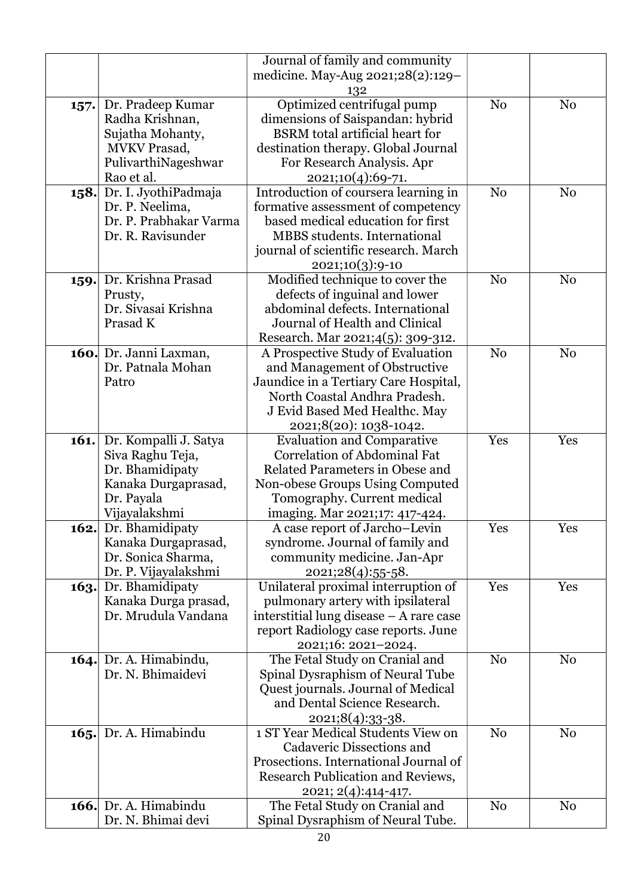| | | | | |
|---|---|---|---|---|
| | | Journal of family and community medicine. May-Aug 2021;28(2):129–132 | | |
| **157.** | Dr. Pradeep Kumar Radha Krishnan, Sujatha Mohanty, MVKV Prasad, PulivarthiNageshwar Rao et al. | Optimized centrifugal pump dimensions of Saispandan: hybrid BSRM total artificial heart for destination therapy. Global Journal For Research Analysis. Apr 2021;10(4):69-71. | No | No |
| **158.** | Dr. I. JyothiPadmaja Dr. P. Neelima, Dr. P. Prabhakar Varma Dr. R. Ravisunder | Introduction of coursera learning in formative assessment of competency based medical education for first MBBS students. International journal of scientific research. March 2021;10(3):9-10 | No | No |
| **159.** | Dr. Krishna Prasad Prusty, Dr. Sivasai Krishna Prasad K | Modified technique to cover the defects of inguinal and lower abdominal defects. International Journal of Health and Clinical Research. Mar 2021;4(5): 309-312. | No | No |
| **160.** | Dr. Janni Laxman, Dr. Patnala Mohan Patro | A Prospective Study of Evaluation and Management of Obstructive Jaundice in a Tertiary Care Hospital, North Coastal Andhra Pradesh. J Evid Based Med Healthc. May 2021;8(20): 1038-1042. | No | No |
| **161.** | Dr. Kompalli J. Satya Siva Raghu Teja, Dr. Bhamidipaty Kanaka Durgaprasad, Dr. Payala Vijayalakshmi | Evaluation and Comparative Correlation of Abdominal Fat Related Parameters in Obese and Non-obese Groups Using Computed Tomography. Current medical imaging. Mar 2021;17: 417-424. | Yes | Yes |
| **162.** | Dr. Bhamidipaty Kanaka Durgaprasad, Dr. Sonica Sharma, Dr. P. Vijayalakshmi | A case report of Jarcho–Levin syndrome. Journal of family and community medicine. Jan-Apr 2021;28(4):55-58. | Yes | Yes |
| **163.** | Dr. Bhamidipaty Kanaka Durga prasad, Dr. Mrudula Vandana | Unilateral proximal interruption of pulmonary artery with ipsilateral interstitial lung disease – A rare case report Radiology case reports. June 2021;16: 2021–2024. | Yes | Yes |
| **164.** | Dr. A. Himabindu, Dr. N. Bhimaidevi | The Fetal Study on Cranial and Spinal Dysraphism of Neural Tube Quest journals. Journal of Medical and Dental Science Research. 2021;8(4):33-38. | No | No |
| **165.** | Dr. A. Himabindu | 1 ST Year Medical Students View on Cadaveric Dissections and Prosections. International Journal of Research Publication and Reviews, 2021; 2(4):414-417. | No | No |
| **166.** | Dr. A. Himabindu Dr. N. Bhimai devi | The Fetal Study on Cranial and Spinal Dysraphism of Neural Tube. | No | No |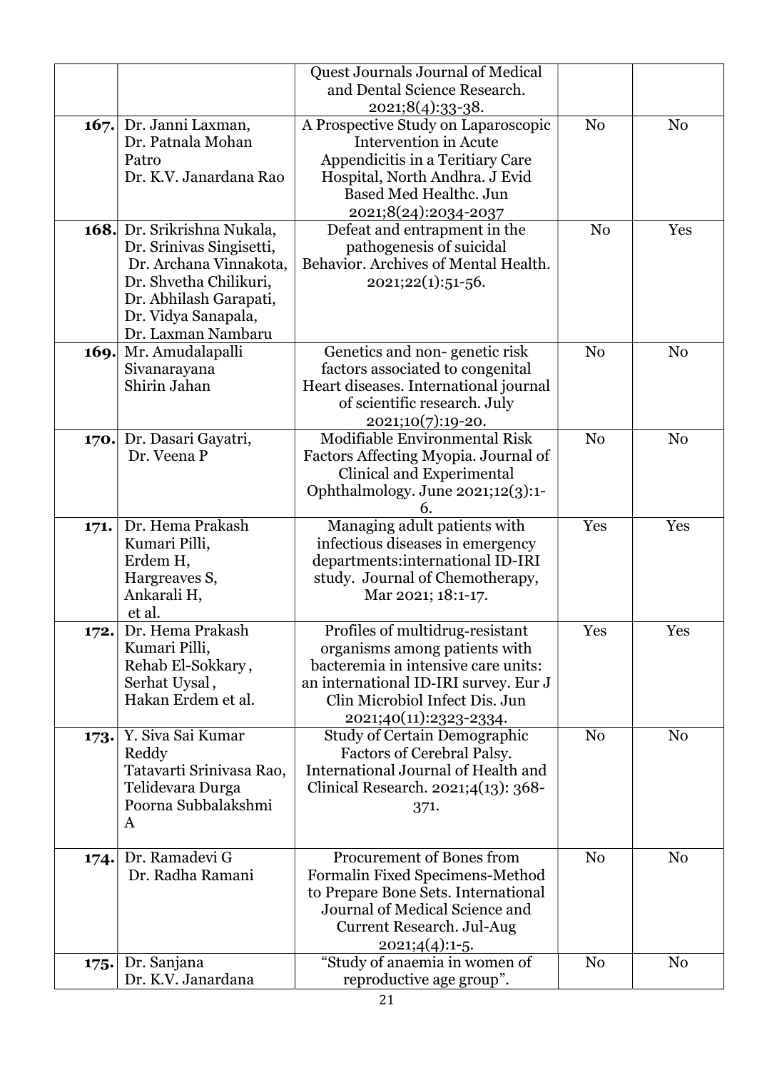| | | | | |
|---|---|---|---|---|
| | | Quest Journals Journal of Medical and Dental Science Research. 2021;8(4):33-38. | | |
| **167.** | Dr. Janni Laxman, Dr. Patnala Mohan Patro Dr. K.V. Janardana Rao | A Prospective Study on Laparoscopic Intervention in Acute Appendicitis in a Teritiary Care Hospital, North Andhra. J Evid Based Med Healthc. Jun 2021;8(24):2034-2037 | No | No |
| **168.** | Dr. Srikrishna Nukala, Dr. Srinivas Singisetti, Dr. Archana Vinnakota, Dr. Shvetha Chilikuri, Dr. Abhilash Garapati, Dr. Vidya Sanapala, Dr. Laxman Nambaru | Defeat and entrapment in the pathogenesis of suicidal Behavior. Archives of Mental Health. 2021;22(1):51-56. | No | Yes |
| **169.** | Mr. Amudalapalli Sivanarayana Shirin Jahan | Genetics and non- genetic risk factors associated to congenital Heart diseases. International journal of scientific research. July 2021;10(7):19-20. | No | No |
| **170.** | Dr. Dasari Gayatri, Dr. Veena P | Modifiable Environmental Risk Factors Affecting Myopia. Journal of Clinical and Experimental Ophthalmology. June 2021;12(3):1-6. | No | No |
| **171.** | Dr. Hema Prakash Kumari Pilli, Erdem H, Hargreaves S, Ankarali H, et al. | Managing adult patients with infectious diseases in emergency departments:international ID-IRI study. Journal of Chemotherapy, Mar 2021; 18:1-17. | Yes | Yes |
| **172.** | Dr. Hema Prakash Kumari Pilli, Rehab El-Sokkary, Serhat Uysal, Hakan Erdem et al. | Profiles of multidrug-resistant organisms among patients with bacteremia in intensive care units: an international ID-IRI survey. Eur J Clin Microbiol Infect Dis. Jun 2021;40(11):2323-2334. | Yes | Yes |
| **173.** | Y. Siva Sai Kumar Reddy Tatavarti Srinivasa Rao, Telidevara Durga Poorna Subbalakshmi A | Study of Certain Demographic Factors of Cerebral Palsy. International Journal of Health and Clinical Research. 2021;4(13): 368-371. | No | No |
| **174.** | Dr. Ramadevi G Dr. Radha Ramani | Procurement of Bones from Formalin Fixed Specimens-Method to Prepare Bone Sets. International Journal of Medical Science and Current Research. Jul-Aug 2021;4(4):1-5. | No | No |
| **175.** | Dr. Sanjana Dr. K.V. Janardana | "Study of anaemia in women of reproductive age group". | No | No |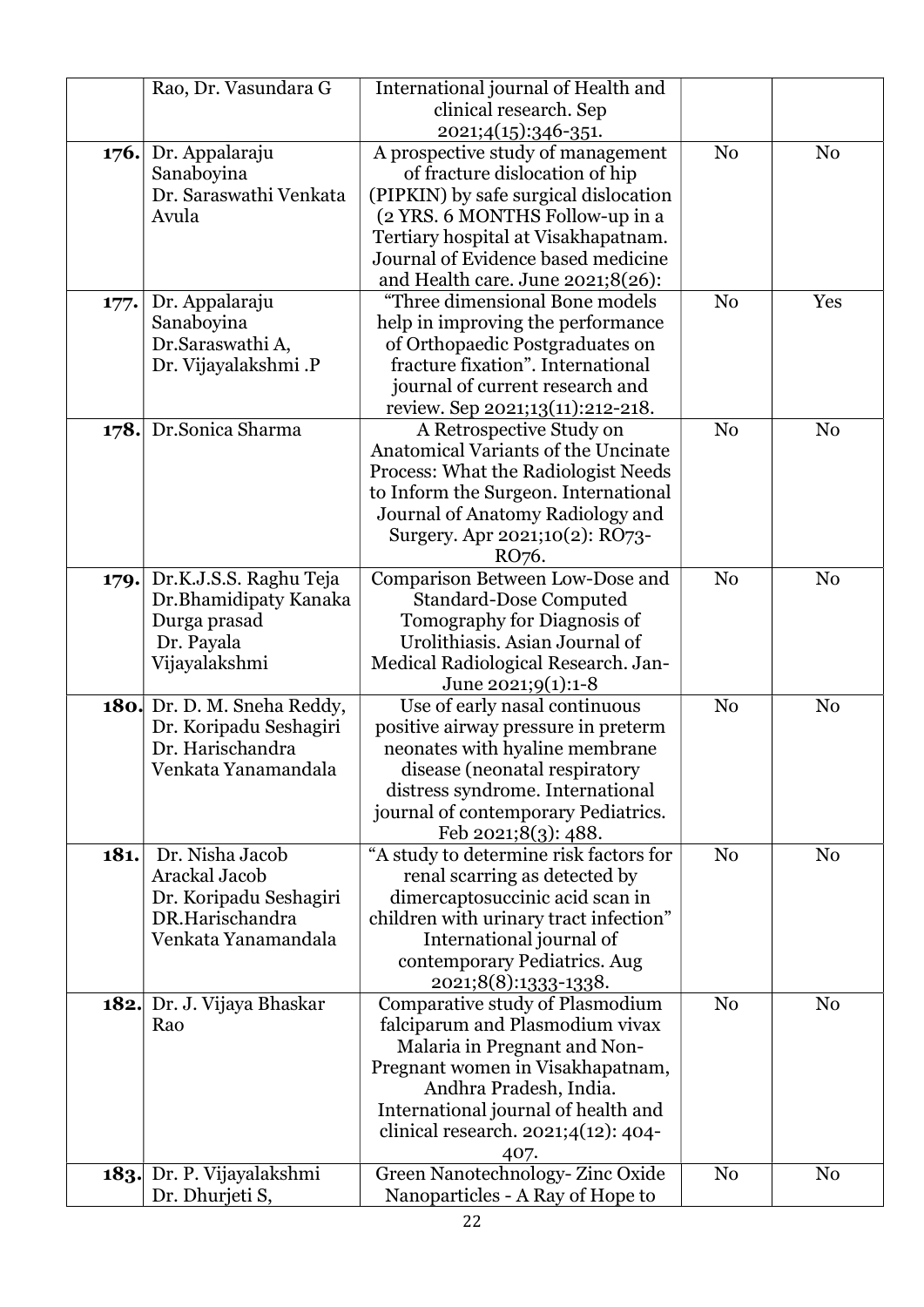|  | Rao, Dr. Vasundara G | International journal of Health and clinical research. Sep 2021;4(15):346-351. |  |  |
|---|---|---|---|---|
| **176.** | Dr. Appalaraju Sanaboyina Dr. Saraswathi Venkata Avula | A prospective study of management of fracture dislocation of hip (PIPKIN) by safe surgical dislocation (2 YRS. 6 MONTHS Follow-up in a Tertiary hospital at Visakhapatnam. Journal of Evidence based medicine and Health care. June 2021;8(26): | No | No |
| **177.** | Dr. Appalaraju Sanaboyina Dr.Saraswathi A, Dr. Vijayalakshmi .P | "Three dimensional Bone models help in improving the performance of Orthopaedic Postgraduates on fracture fixation". International journal of current research and review. Sep 2021;13(11):212-218. | No | Yes |
| **178.** | Dr.Sonica Sharma | A Retrospective Study on Anatomical Variants of the Uncinate Process: What the Radiologist Needs to Inform the Surgeon. International Journal of Anatomy Radiology and Surgery. Apr 2021;10(2): RO73-RO76. | No | No |
| **179.** | Dr.K.J.S.S. Raghu Teja Dr.Bhamidipaty Kanaka Durga prasad Dr. Payala Vijayalakshmi | Comparison Between Low-Dose and Standard-Dose Computed Tomography for Diagnosis of Urolithiasis. Asian Journal of Medical Radiological Research. Jan-June 2021;9(1):1-8 | No | No |
| **180.** | Dr. D. M. Sneha Reddy, Dr. Koripadu Seshagiri Dr. Harischandra Venkata Yanamandala | Use of early nasal continuous positive airway pressure in preterm neonates with hyaline membrane disease (neonatal respiratory distress syndrome. International journal of contemporary Pediatrics. Feb 2021;8(3): 488. | No | No |
| **181.** | Dr. Nisha Jacob Arackal Jacob Dr. Koripadu Seshagiri DR.Harischandra Venkata Yanamandala | "A study to determine risk factors for renal scarring as detected by dimercaptosuccinic acid scan in children with urinary tract infection" International journal of contemporary Pediatrics. Aug 2021;8(8):1333-1338. | No | No |
| **182.** | Dr. J. Vijaya Bhaskar Rao | Comparative study of Plasmodium falciparum and Plasmodium vivax Malaria in Pregnant and Non-Pregnant women in Visakhapatnam, Andhra Pradesh, India. International journal of health and clinical research. 2021;4(12): 404-407. | No | No |
| **183.** | Dr. P. Vijayalakshmi Dr. Dhurjeti S, | Green Nanotechnology- Zinc Oxide Nanoparticles - A Ray of Hope to | No | No |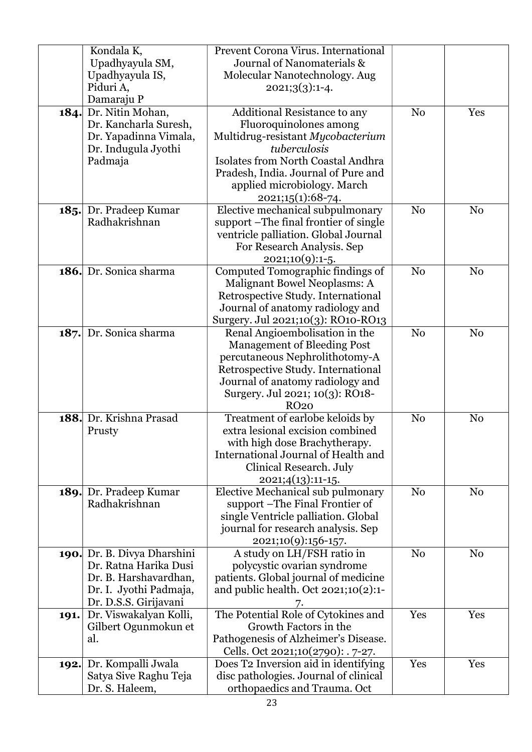| | | | | |
|---|---|---|---|---|
| | Kondala K, Upadhyayula SM, Upadhyayula IS, Piduri A, Damaraju P | Prevent Corona Virus. International Journal of Nanomaterials & Molecular Nanotechnology. Aug 2021;3(3):1-4. | | |
| **184.** | Dr. Nitin Mohan, Dr. Kancharla Suresh, Dr. Yapadinna Vimala, Dr. Indugula Jyothi Padmaja | Additional Resistance to any Fluoroquinolones among Multidrug-resistant *Mycobacterium tuberculosis* Isolates from North Coastal Andhra Pradesh, India. Journal of Pure and applied microbiology. March 2021;15(1):68-74. | No | Yes |
| **185.** | Dr. Pradeep Kumar Radhakrishnan | Elective mechanical subpulmonary support –The final frontier of single ventricle palliation. Global Journal For Research Analysis. Sep 2021;10(9):1-5. | No | No |
| **186.** | Dr. Sonica sharma | Computed Tomographic findings of Malignant Bowel Neoplasms: A Retrospective Study. International Journal of anatomy radiology and Surgery. Jul 2021;10(3): RO10-RO13 | No | No |
| **187.** | Dr. Sonica sharma | Renal Angioembolisation in the Management of Bleeding Post percutaneous Nephrolithotomy-A Retrospective Study. International Journal of anatomy radiology and Surgery. Jul 2021; 10(3): RO18-RO20 | No | No |
| **188.** | Dr. Krishna Prasad Prusty | Treatment of earlobe keloids by extra lesional excision combined with high dose Brachytherapy. International Journal of Health and Clinical Research. July 2021;4(13):11-15. | No | No |
| **189.** | Dr. Pradeep Kumar Radhakrishnan | Elective Mechanical sub pulmonary support –The Final Frontier of single Ventricle palliation. Global journal for research analysis. Sep 2021;10(9):156-157. | No | No |
| **190.** | Dr. B. Divya Dharshini Dr. Ratna Harika Dusi Dr. B. Harshavardhan, Dr. I. Jyothi Padmaja, Dr. D.S.S. Girijavani | A study on LH/FSH ratio in polycystic ovarian syndrome patients. Global journal of medicine and public health. Oct 2021;10(2):1-7. | No | No |
| **191.** | Dr. Viswakalyan Kolli, Gilbert Ogunmokun et al. | The Potential Role of Cytokines and Growth Factors in the Pathogenesis of Alzheimer's Disease. Cells. Oct 2021;10(2790): . 7-27. | Yes | Yes |
| **192.** | Dr. Kompalli Jwala Satya Sive Raghu Teja Dr. S. Haleem, | Does T2 Inversion aid in identifying disc pathologies. Journal of clinical orthopaedics and Trauma. Oct | Yes | Yes |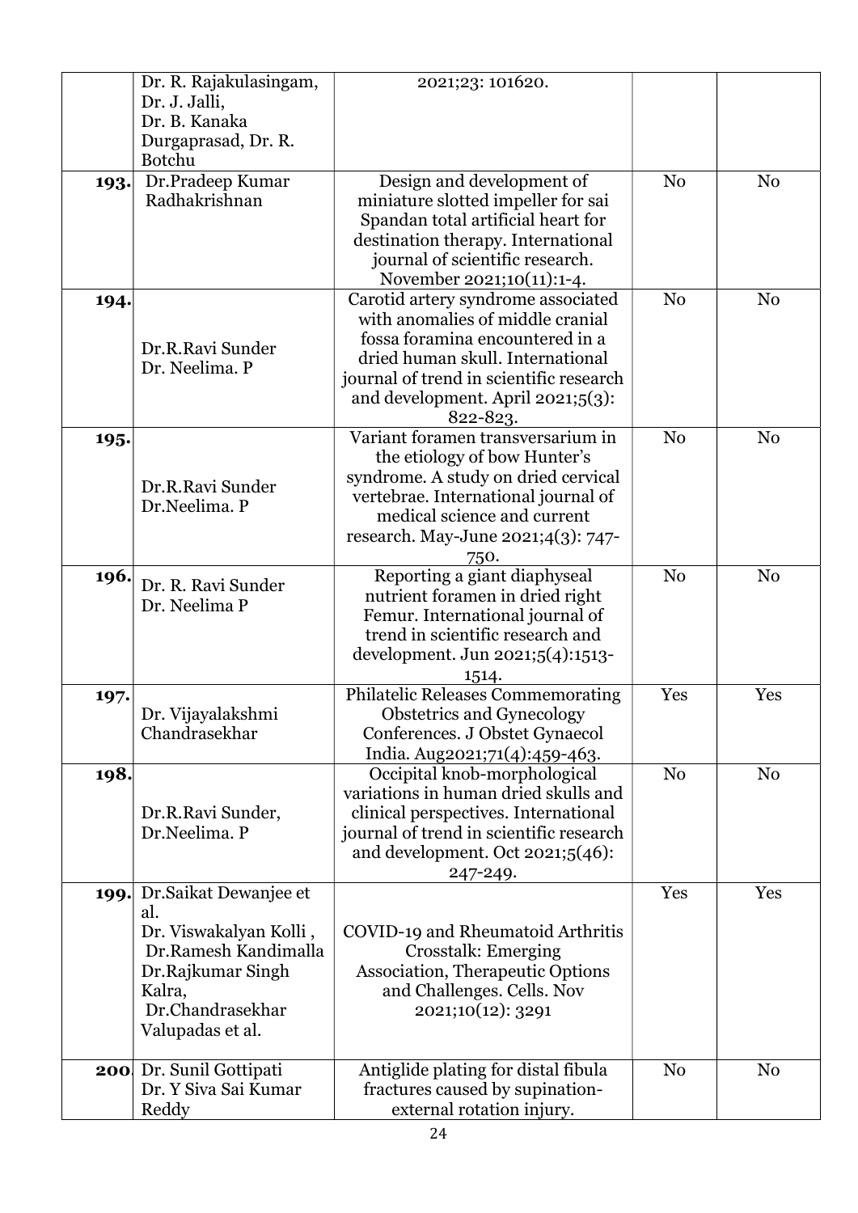| | | | | |
|---|---|---|---|---|
| | Dr. R. Rajakulasingam, Dr. J. Jalli, Dr. B. Kanaka Durgaprasad, Dr. R. Botchu | 2021;23: 101620. | | |
| **193.** | Dr.Pradeep Kumar Radhakrishnan | Design and development of miniature slotted impeller for sai Spandan total artificial heart for destination therapy. International journal of scientific research. November 2021;10(11):1-4. | No | No |
| **194.** | Dr.R.Ravi Sunder Dr. Neelima. P | Carotid artery syndrome associated with anomalies of middle cranial fossa foramina encountered in a dried human skull. International journal of trend in scientific research and development. April 2021;5(3): 822-823. | No | No |
| **195.** | Dr.R.Ravi Sunder Dr.Neelima. P | Variant foramen transversarium in the etiology of bow Hunter's syndrome. A study on dried cervical vertebrae. International journal of medical science and current research. May-June 2021;4(3): 747-750. | No | No |
| **196.** | Dr. R. Ravi Sunder Dr. Neelima P | Reporting a giant diaphyseal nutrient foramen in dried right Femur. International journal of trend in scientific research and development. Jun 2021;5(4):1513-1514. | No | No |
| **197.** | Dr. Vijayalakshmi Chandrasekhar | Philatelic Releases Commemorating Obstetrics and Gynecology Conferences. J Obstet Gynaecol India. Aug2021;71(4):459-463. | Yes | Yes |
| **198.** | Dr.R.Ravi Sunder, Dr.Neelima. P | Occipital knob-morphological variations in human dried skulls and clinical perspectives. International journal of trend in scientific research and development. Oct 2021;5(46): 247-249. | No | No |
| **199.** | Dr.Saikat Dewanjee et al. Dr. Viswakalyan Kolli , Dr.Ramesh Kandimalla Dr.Rajkumar Singh Kalra, Dr.Chandrasekhar Valupadas et al. | COVID-19 and Rheumatoid Arthritis Crosstalk: Emerging Association, Therapeutic Options and Challenges. Cells. Nov 2021;10(12): 3291 | Yes | Yes |
| **200** | Dr. Sunil Gottipati Dr. Y Siva Sai Kumar Reddy | Antiglide plating for distal fibula fractures caused by supination-external rotation injury. | No | No |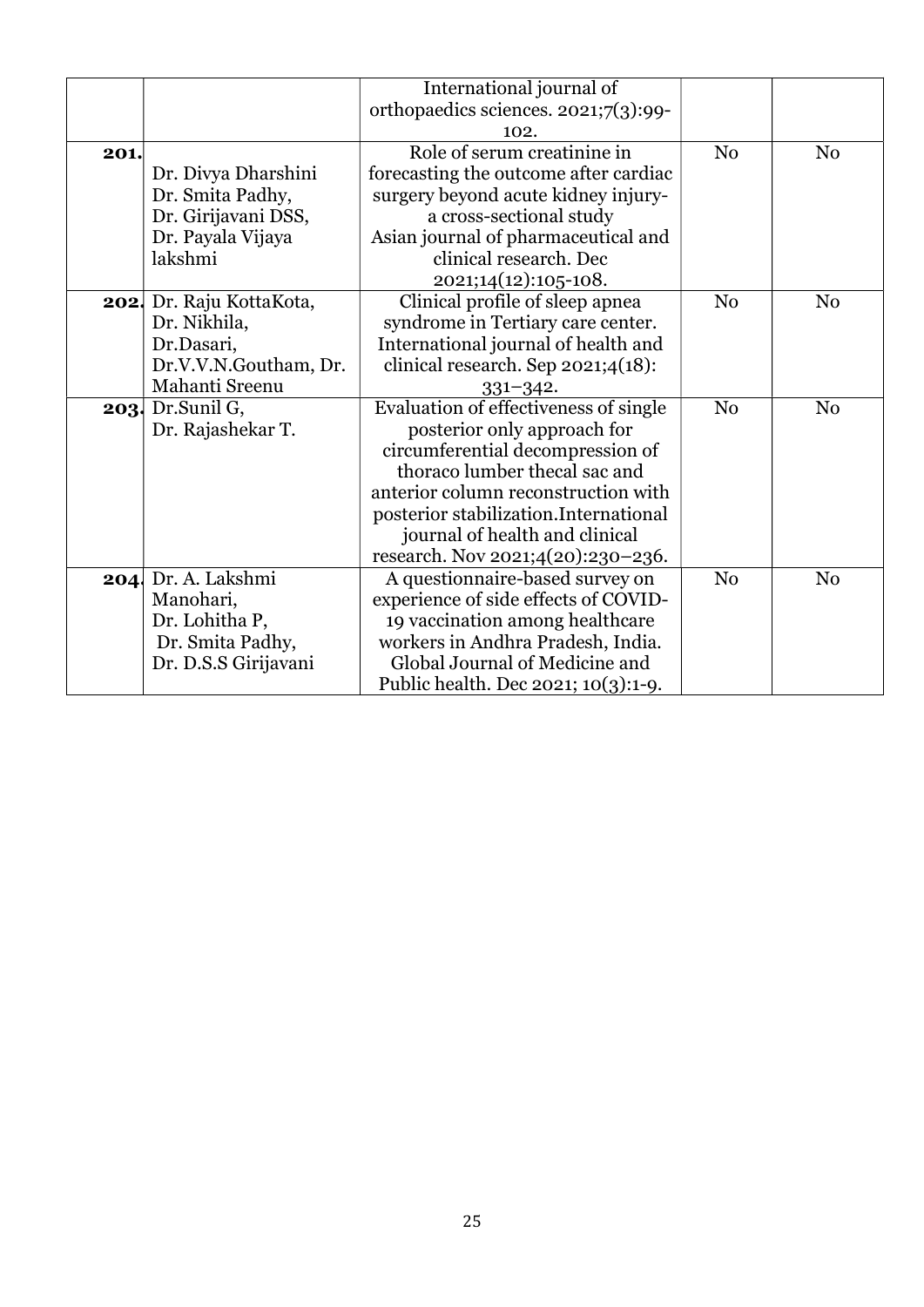| | | | | |
|---|---|---|---|---|
| | | International journal of orthopaedics sciences. 2021;7(3):99-102. | | |
| **201.** | Dr. Divya Dharshini Dr. Smita Padhy, Dr. Girijavani DSS, Dr. Payala Vijaya lakshmi | Role of serum creatinine in forecasting the outcome after cardiac surgery beyond acute kidney injury- a cross-sectional study Asian journal of pharmaceutical and clinical research. Dec 2021;14(12):105-108. | No | No |
| **202.** | Dr. Raju KottaKota, Dr. Nikhila, Dr.Dasari, Dr.V.V.N.Goutham, Dr. Mahanti Sreenu | Clinical profile of sleep apnea syndrome in Tertiary care center. International journal of health and clinical research. Sep 2021;4(18): 331–342. | No | No |
| **203.** | Dr.Sunil G, Dr. Rajashekar T. | Evaluation of effectiveness of single posterior only approach for circumferential decompression of thoraco lumber thecal sac and anterior column reconstruction with posterior stabilization.International journal of health and clinical research. Nov 2021;4(20):230–236. | No | No |
| **204.** | Dr. A. Lakshmi Manohari, Dr. Lohitha P, Dr. Smita Padhy, Dr. D.S.S Girijavani | A questionnaire-based survey on experience of side effects of COVID-19 vaccination among healthcare workers in Andhra Pradesh, India. Global Journal of Medicine and Public health. Dec 2021; 10(3):1-9. | No | No |